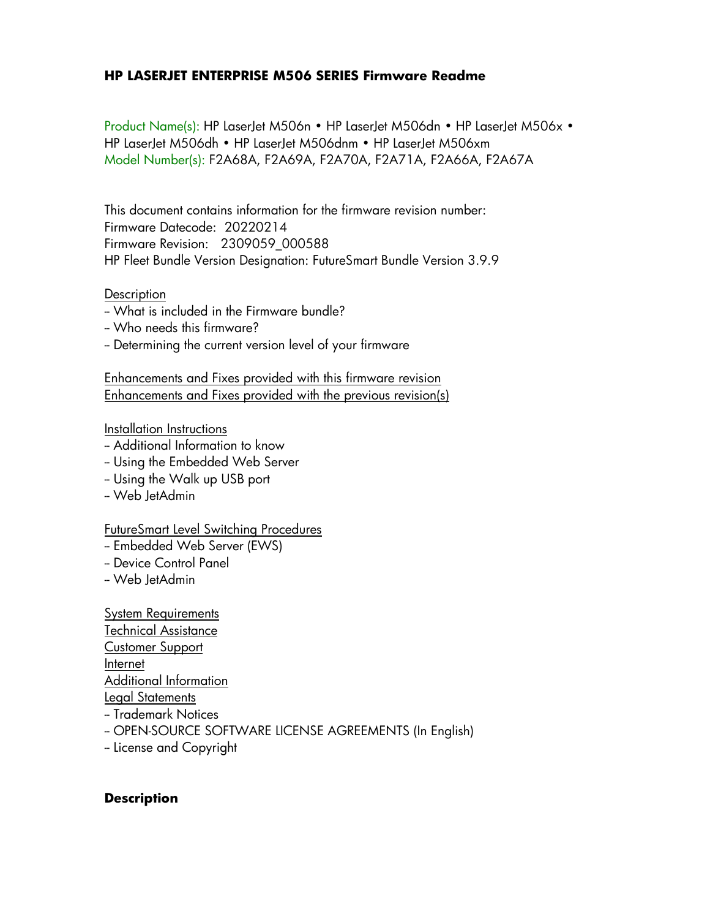# HP LASERJET ENTERPRISE M506 SERIES Firmware Readme

Product Name(s): HP LaserJet M506n • HP LaserJet M506dn • HP LaserJet M506x • HP LaserJet M506dh • HP LaserJet M506dnm • HP LaserJet M506xm
Model Number(s): F2A68A, F2A69A, F2A70A, F2A71A, F2A66A, F2A67A

This document contains information for the firmware revision number:
Firmware Datecode: 20220214
Firmware Revision: 2309059_000588
HP Fleet Bundle Version Designation: FutureSmart Bundle Version 3.9.9

Description
- What is included in the Firmware bundle?
- Who needs this firmware?
- Determining the current version level of your firmware

Enhancements and Fixes provided with this firmware revision
Enhancements and Fixes provided with the previous revision(s)

Installation Instructions
- Additional Information to know
- Using the Embedded Web Server
- Using the Walk up USB port
- Web JetAdmin

FutureSmart Level Switching Procedures
- Embedded Web Server (EWS)
- Device Control Panel
- Web JetAdmin

System Requirements
Technical Assistance
Customer Support
Internet
Additional Information
Legal Statements
- Trademark Notices
- OPEN-SOURCE SOFTWARE LICENSE AGREEMENTS (In English)
- License and Copyright

## Description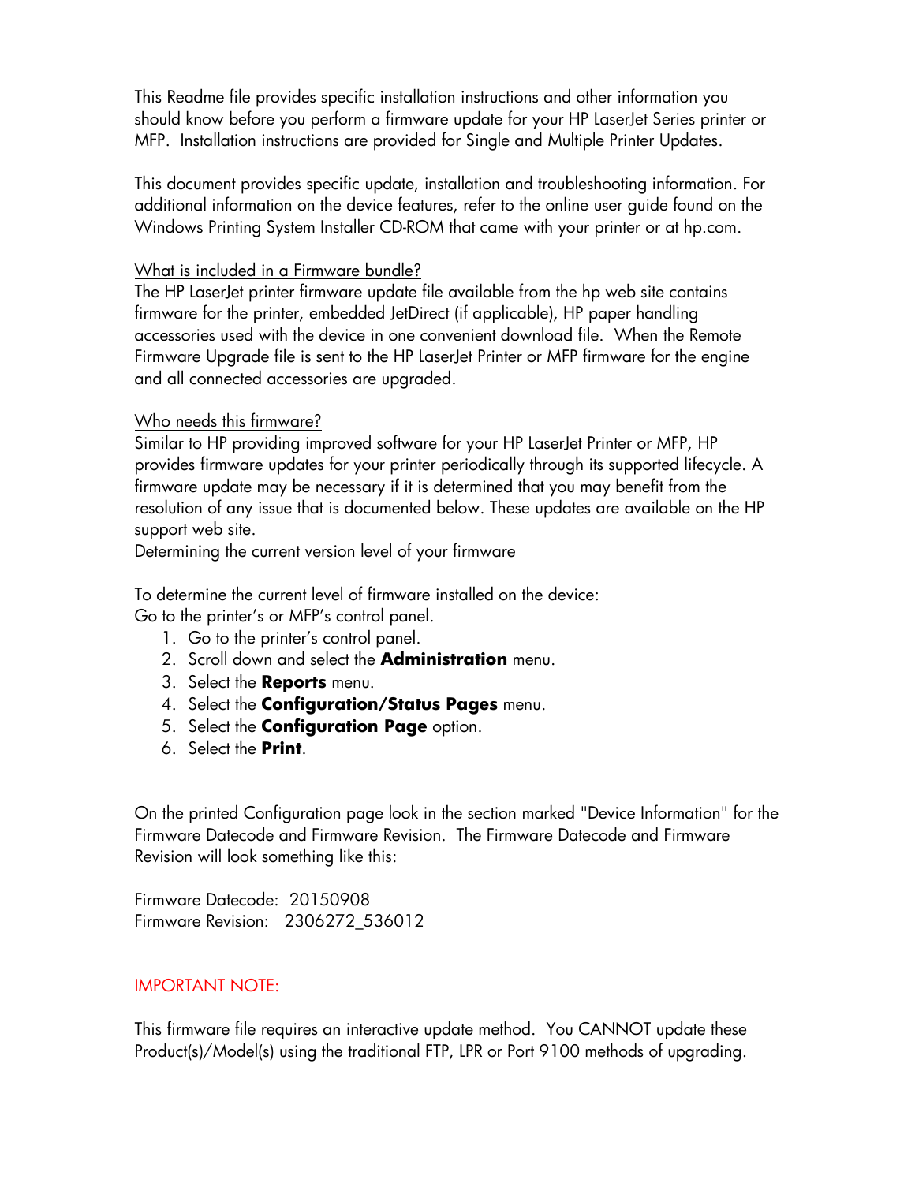This Readme file provides specific installation instructions and other information you should know before you perform a firmware update for your HP LaserJet Series printer or MFP. Installation instructions are provided for Single and Multiple Printer Updates.

This document provides specific update, installation and troubleshooting information. For additional information on the device features, refer to the online user guide found on the Windows Printing System Installer CD-ROM that came with your printer or at hp.com.

<u>What is included in a Firmware bundle?</u>

The HP LaserJet printer firmware update file available from the hp web site contains firmware for the printer, embedded JetDirect (if applicable), HP paper handling accessories used with the device in one convenient download file. When the Remote Firmware Upgrade file is sent to the HP LaserJet Printer or MFP firmware for the engine and all connected accessories are upgraded.

<u>Who needs this firmware?</u>

Similar to HP providing improved software for your HP LaserJet Printer or MFP, HP provides firmware updates for your printer periodically through its supported lifecycle. A firmware update may be necessary if it is determined that you may benefit from the resolution of any issue that is documented below. These updates are available on the HP support web site.

Determining the current version level of your firmware

<u>To determine the current level of firmware installed on the device:</u>

Go to the printer's or MFP's control panel.

1. Go to the printer's control panel.
2. Scroll down and select the **Administration** menu.
3. Select the **Reports** menu.
4. Select the **Configuration/Status Pages** menu.
5. Select the **Configuration Page** option.
6. Select the **Print**.

On the printed Configuration page look in the section marked "Device Information" for the Firmware Datecode and Firmware Revision. The Firmware Datecode and Firmware Revision will look something like this:

Firmware Datecode: 20150908
Firmware Revision: 2306272_536012

<u>IMPORTANT NOTE:</u>

This firmware file requires an interactive update method. You CANNOT update these Product(s)/Model(s) using the traditional FTP, LPR or Port 9100 methods of upgrading.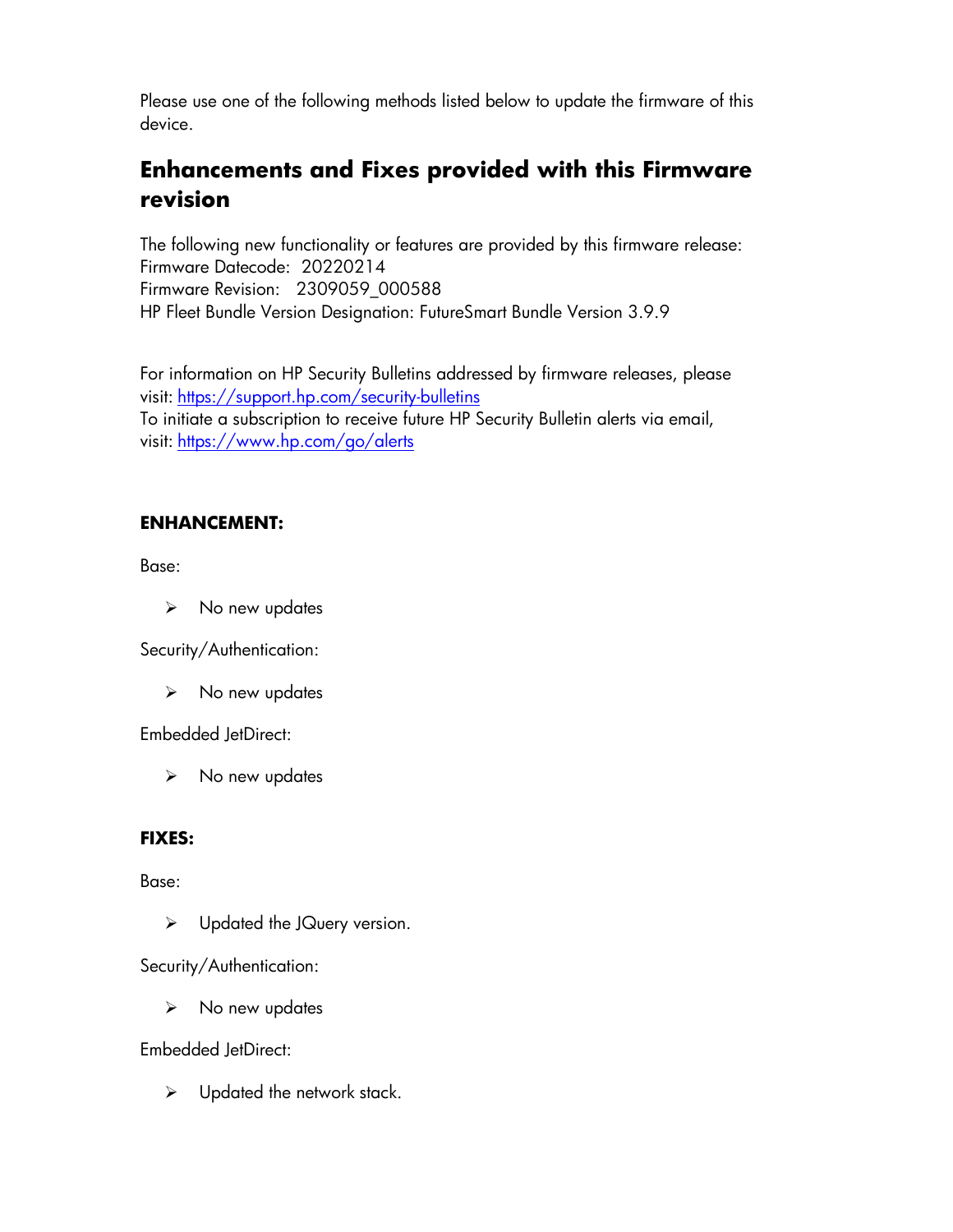Please use one of the following methods listed below to update the firmware of this device.

## Enhancements and Fixes provided with this Firmware revision

The following new functionality or features are provided by this firmware release:
Firmware Datecode: 20220214
Firmware Revision: 2309059_000588
HP Fleet Bundle Version Designation: FutureSmart Bundle Version 3.9.9

For information on HP Security Bulletins addressed by firmware releases, please visit: https://support.hp.com/security-bulletins
To initiate a subscription to receive future HP Security Bulletin alerts via email, visit: https://www.hp.com/go/alerts

**ENHANCEMENT:**

Base:

- No new updates

Security/Authentication:

- No new updates

Embedded JetDirect:

- No new updates

**FIXES:**

Base:

- Updated the JQuery version.

Security/Authentication:

- No new updates

Embedded JetDirect:

- Updated the network stack.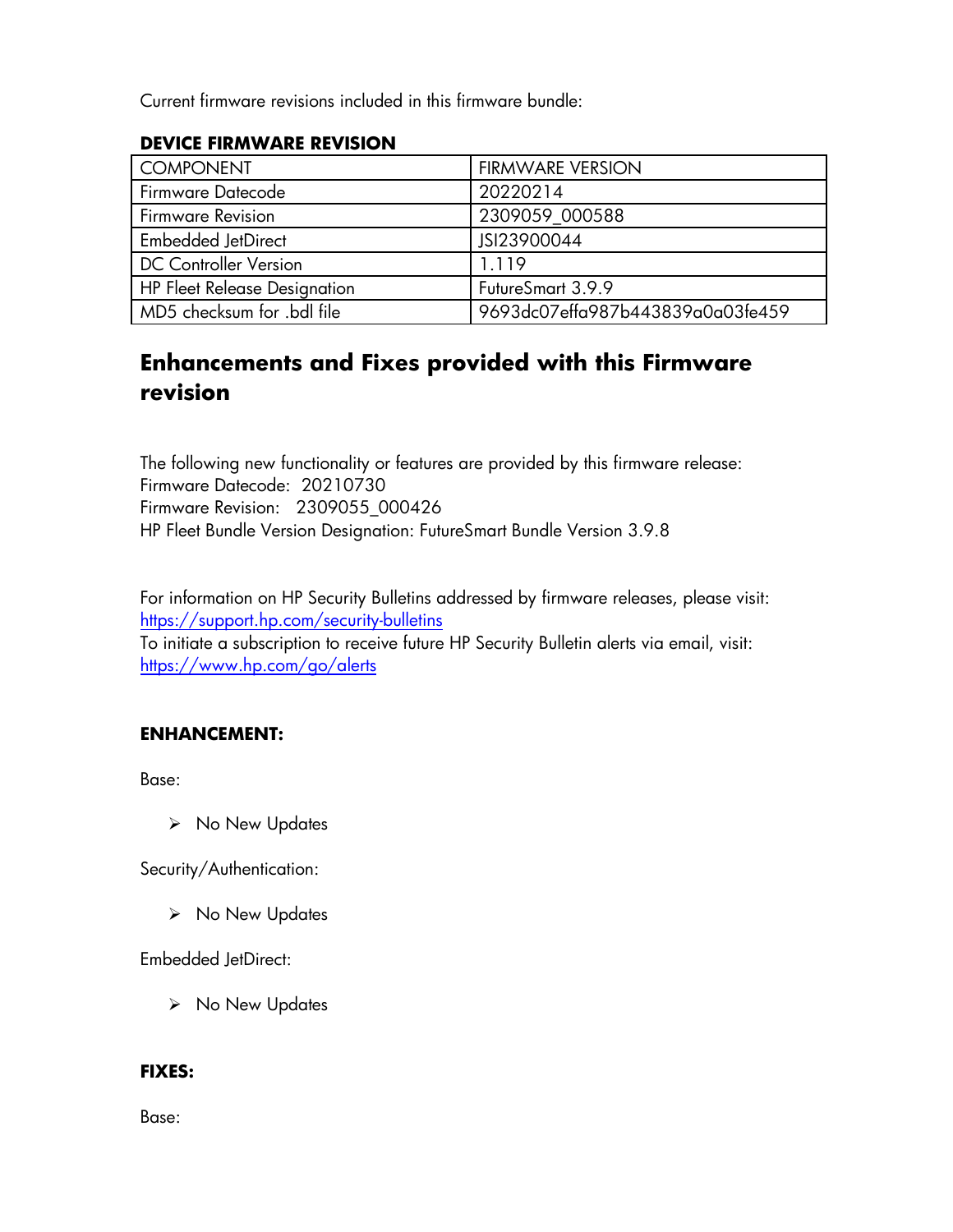Current firmware revisions included in this firmware bundle:

**DEVICE FIRMWARE REVISION**

| COMPONENT | FIRMWARE VERSION |
| --- | --- |
| Firmware Datecode | 20220214 |
| Firmware Revision | 2309059_000588 |
| Embedded JetDirect | JSI23900044 |
| DC Controller Version | 1.119 |
| HP Fleet Release Designation | FutureSmart 3.9.9 |
| MD5 checksum for .bdl file | 9693dc07effa987b443839a0a03fe459 |

## Enhancements and Fixes provided with this Firmware revision

The following new functionality or features are provided by this firmware release:
Firmware Datecode: 20210730
Firmware Revision: 2309055_000426
HP Fleet Bundle Version Designation: FutureSmart Bundle Version 3.9.8

For information on HP Security Bulletins addressed by firmware releases, please visit:
https://support.hp.com/security-bulletins
To initiate a subscription to receive future HP Security Bulletin alerts via email, visit:
https://www.hp.com/go/alerts

**ENHANCEMENT:**

Base:

- No New Updates

Security/Authentication:

- No New Updates

Embedded JetDirect:

- No New Updates

**FIXES:**

Base: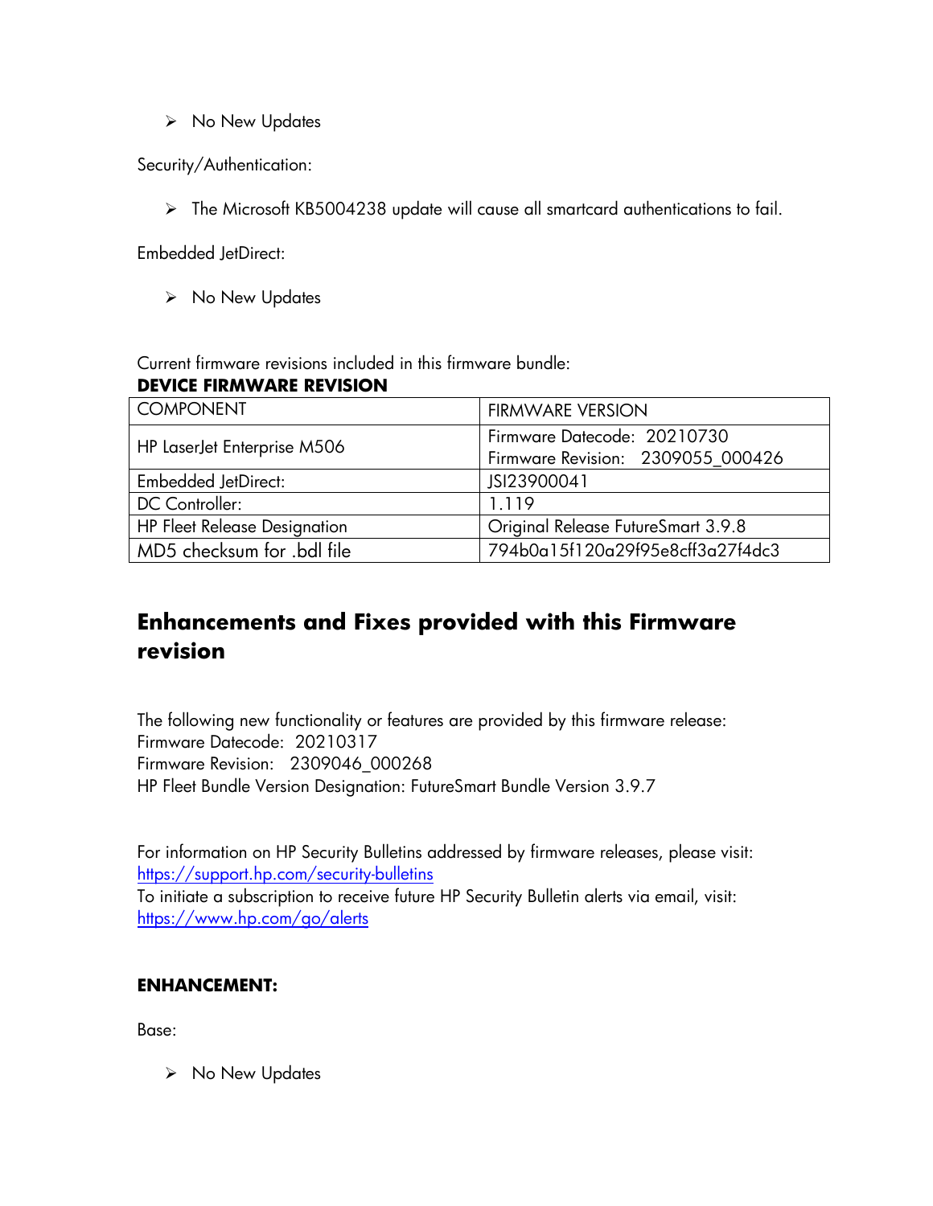- No New Updates

Security/Authentication:

- The Microsoft KB5004238 update will cause all smartcard authentications to fail.

Embedded JetDirect:

- No New Updates

Current firmware revisions included in this firmware bundle:

**DEVICE FIRMWARE REVISION**

| COMPONENT | FIRMWARE VERSION |
| --- | --- |
| HP LaserJet Enterprise M506 | Firmware Datecode: 20210730<br>Firmware Revision: 2309055_000426 |
| Embedded JetDirect: | JSI23900041 |
| DC Controller: | 1.119 |
| HP Fleet Release Designation | Original Release FutureSmart 3.9.8 |
| MD5 checksum for .bdl file | 794b0a15f120a29f95e8cff3a27f4dc3 |

## Enhancements and Fixes provided with this Firmware revision

The following new functionality or features are provided by this firmware release:
Firmware Datecode: 20210317
Firmware Revision: 2309046_000268
HP Fleet Bundle Version Designation: FutureSmart Bundle Version 3.9.7

For information on HP Security Bulletins addressed by firmware releases, please visit: https://support.hp.com/security-bulletins
To initiate a subscription to receive future HP Security Bulletin alerts via email, visit: https://www.hp.com/go/alerts

**ENHANCEMENT:**

Base:

- No New Updates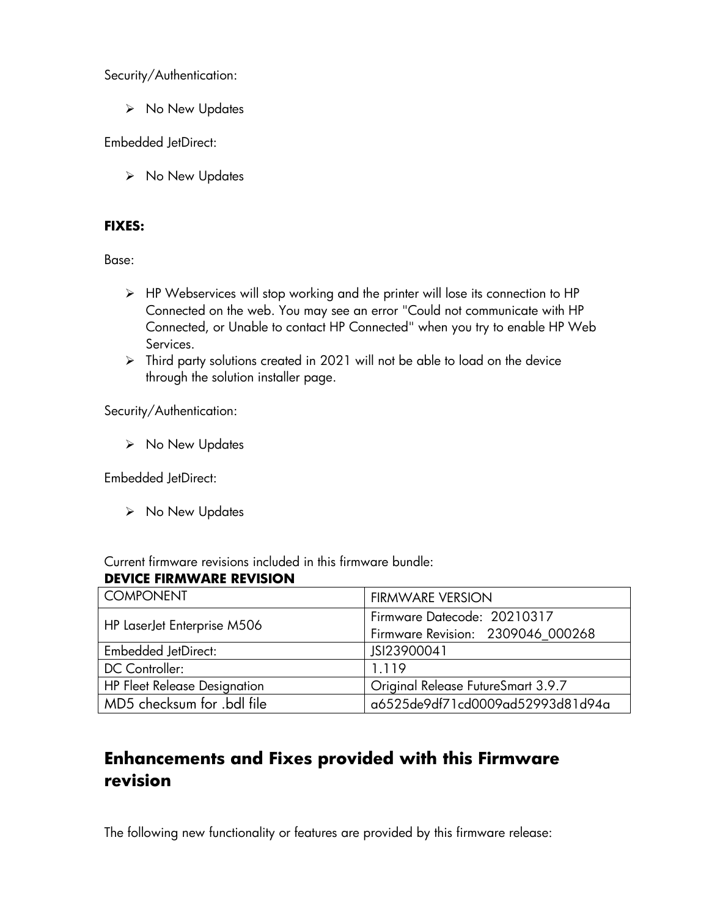Security/Authentication:

- No New Updates

Embedded JetDirect:

- No New Updates

**FIXES:**

Base:

- HP Webservices will stop working and the printer will lose its connection to HP Connected on the web. You may see an error "Could not communicate with HP Connected, or Unable to contact HP Connected" when you try to enable HP Web Services.
- Third party solutions created in 2021 will not be able to load on the device through the solution installer page.

Security/Authentication:

- No New Updates

Embedded JetDirect:

- No New Updates

Current firmware revisions included in this firmware bundle:

**DEVICE FIRMWARE REVISION**

| COMPONENT | FIRMWARE VERSION |
|---|---|
| HP LaserJet Enterprise M506 | Firmware Datecode: 20210317<br>Firmware Revision: 2309046_000268 |
| Embedded JetDirect: | JSI23900041 |
| DC Controller: | 1.119 |
| HP Fleet Release Designation | Original Release FutureSmart 3.9.7 |
| MD5 checksum for .bdl file | a6525de9df71cd0009ad52993d81d94a |

## Enhancements and Fixes provided with this Firmware revision

The following new functionality or features are provided by this firmware release: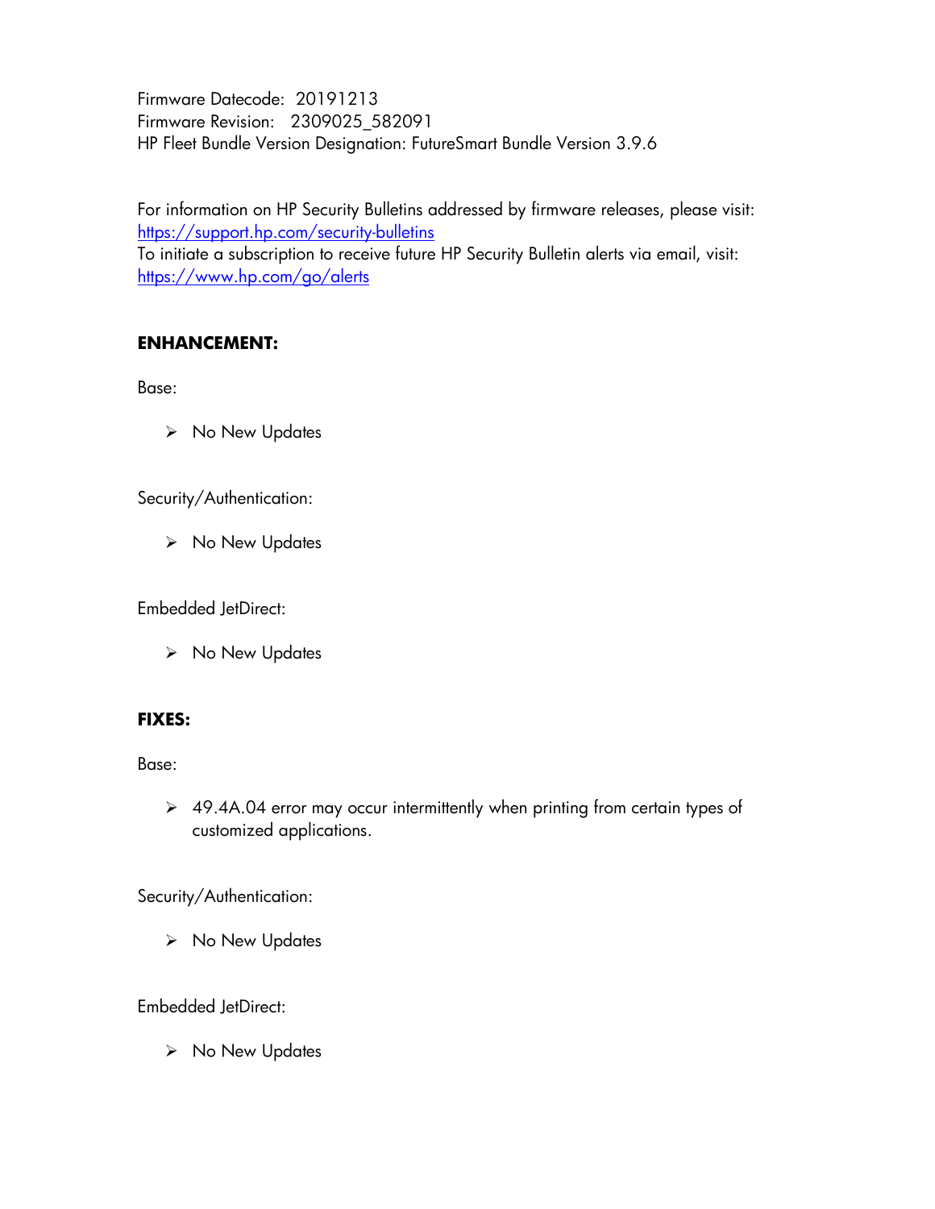Firmware Datecode: 20191213
Firmware Revision: 2309025_582091
HP Fleet Bundle Version Designation: FutureSmart Bundle Version 3.9.6

For information on HP Security Bulletins addressed by firmware releases, please visit: [https://support.hp.com/security-bulletins](https://support.hp.com/security-bulletins)
To initiate a subscription to receive future HP Security Bulletin alerts via email, visit: [https://www.hp.com/go/alerts](https://www.hp.com/go/alerts)

**ENHANCEMENT:**

Base:

- No New Updates

Security/Authentication:

- No New Updates

Embedded JetDirect:

- No New Updates

**FIXES:**

Base:

- 49.4A.04 error may occur intermittently when printing from certain types of customized applications.

Security/Authentication:

- No New Updates

Embedded JetDirect:

- No New Updates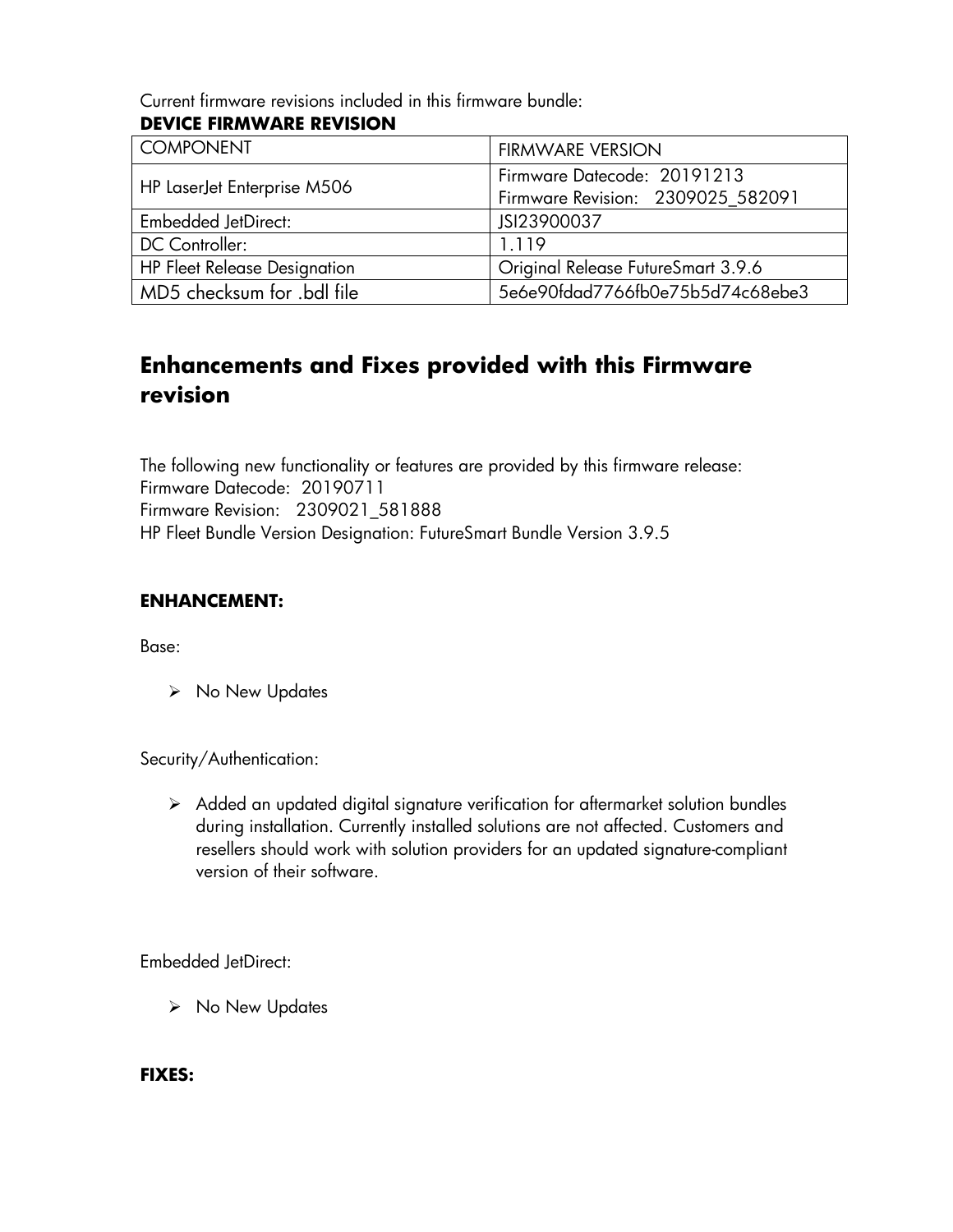Current firmware revisions included in this firmware bundle:

**DEVICE FIRMWARE REVISION**

| COMPONENT | FIRMWARE VERSION |
|---|---|
| HP LaserJet Enterprise M506 | Firmware Datecode: 20191213<br>Firmware Revision: 2309025_582091 |
| Embedded JetDirect: | JSI23900037 |
| DC Controller: | 1.119 |
| HP Fleet Release Designation | Original Release FutureSmart 3.9.6 |
| MD5 checksum for .bdl file | 5e6e90fdad7766fb0e75b5d74c68ebe3 |

## Enhancements and Fixes provided with this Firmware revision

The following new functionality or features are provided by this firmware release:
Firmware Datecode: 20190711
Firmware Revision: 2309021_581888
HP Fleet Bundle Version Designation: FutureSmart Bundle Version 3.9.5

**ENHANCEMENT:**

Base:

- No New Updates

Security/Authentication:

- Added an updated digital signature verification for aftermarket solution bundles during installation. Currently installed solutions are not affected. Customers and resellers should work with solution providers for an updated signature-compliant version of their software.

Embedded JetDirect:

- No New Updates

**FIXES:**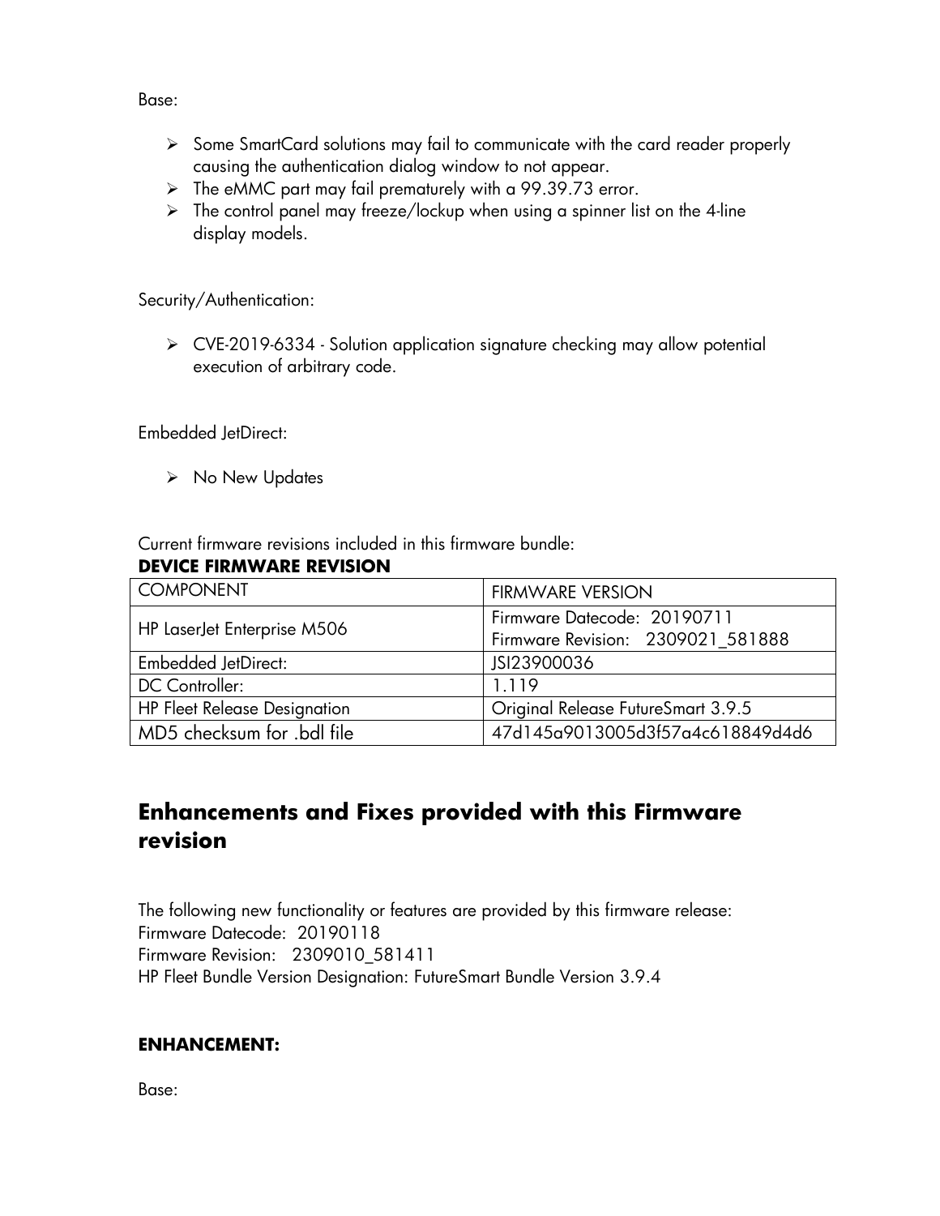Base:

- Some SmartCard solutions may fail to communicate with the card reader properly causing the authentication dialog window to not appear.
- The eMMC part may fail prematurely with a 99.39.73 error.
- The control panel may freeze/lockup when using a spinner list on the 4-line display models.

Security/Authentication:

- CVE-2019-6334 - Solution application signature checking may allow potential execution of arbitrary code.

Embedded JetDirect:

- No New Updates

Current firmware revisions included in this firmware bundle:

**DEVICE FIRMWARE REVISION**

| COMPONENT | FIRMWARE VERSION |
| --- | --- |
| HP LaserJet Enterprise M506 | Firmware Datecode: 20190711<br>Firmware Revision: 2309021_581888 |
| Embedded JetDirect: | JSI23900036 |
| DC Controller: | 1.119 |
| HP Fleet Release Designation | Original Release FutureSmart 3.9.5 |
| MD5 checksum for .bdl file | 47d145a9013005d3f57a4c618849d4d6 |

## Enhancements and Fixes provided with this Firmware revision

The following new functionality or features are provided by this firmware release:
Firmware Datecode: 20190118
Firmware Revision: 2309010_581411
HP Fleet Bundle Version Designation: FutureSmart Bundle Version 3.9.4

**ENHANCEMENT:**

Base: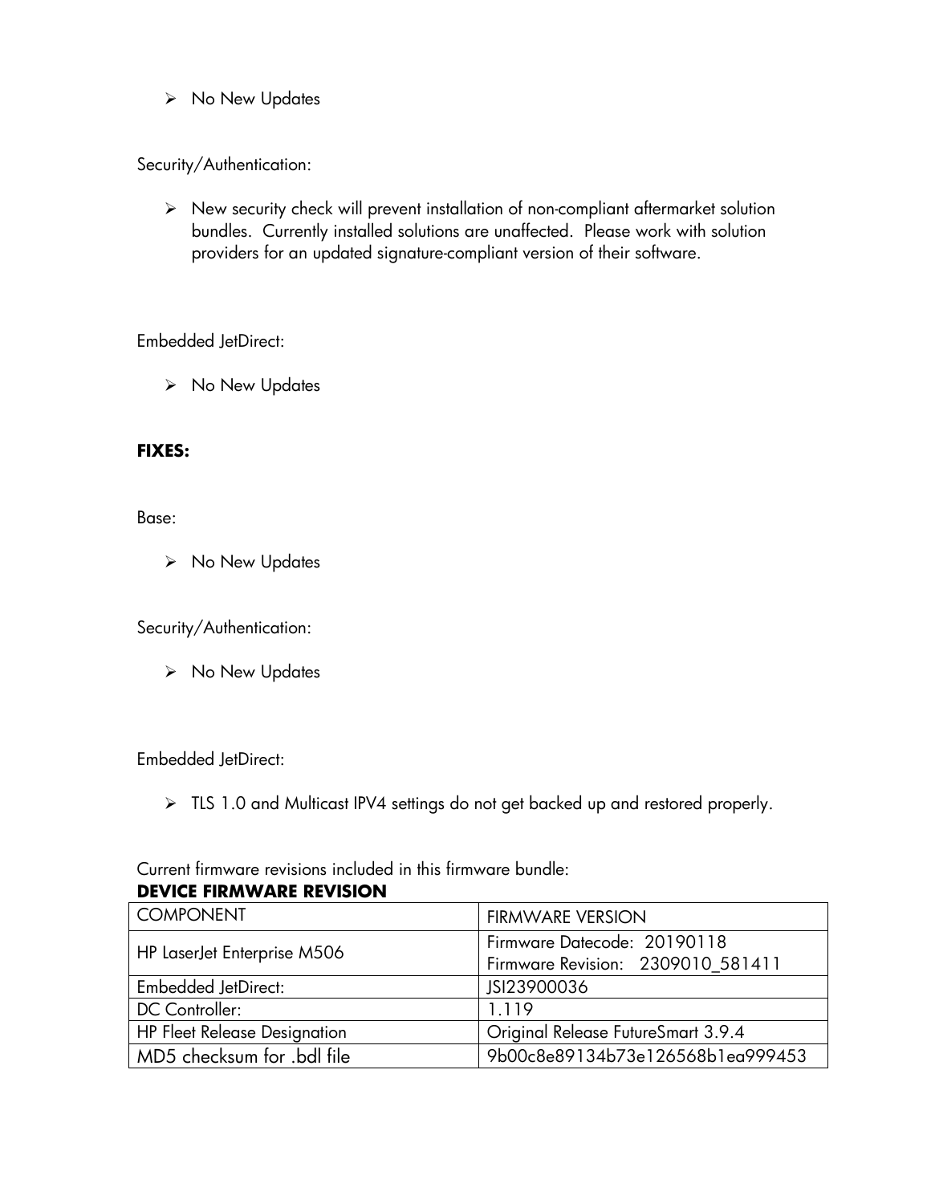- No New Updates

Security/Authentication:

- New security check will prevent installation of non-compliant aftermarket solution bundles. Currently installed solutions are unaffected. Please work with solution providers for an updated signature-compliant version of their software.

Embedded JetDirect:

- No New Updates

**FIXES:**

Base:

- No New Updates

Security/Authentication:

- No New Updates

Embedded JetDirect:

- TLS 1.0 and Multicast IPV4 settings do not get backed up and restored properly.

Current firmware revisions included in this firmware bundle:

**DEVICE FIRMWARE REVISION**

| COMPONENT | FIRMWARE VERSION |
|---|---|
| HP LaserJet Enterprise M506 | Firmware Datecode: 20190118<br>Firmware Revision: 2309010_581411 |
| Embedded JetDirect: | JSI23900036 |
| DC Controller: | 1.119 |
| HP Fleet Release Designation | Original Release FutureSmart 3.9.4 |
| MD5 checksum for .bdl file | 9b00c8e89134b73e126568b1ea999453 |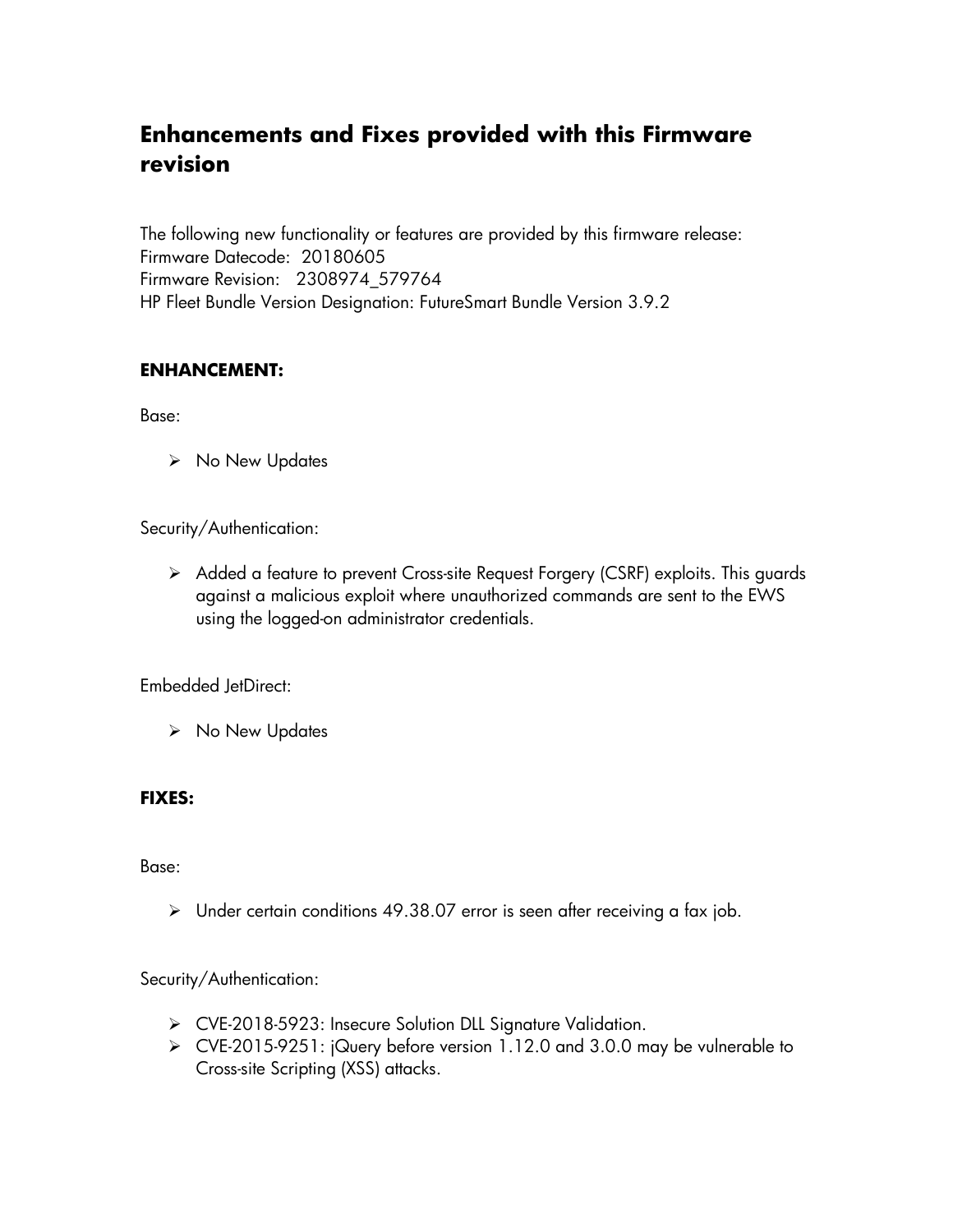## Enhancements and Fixes provided with this Firmware revision

The following new functionality or features are provided by this firmware release:
Firmware Datecode: 20180605
Firmware Revision: 2308974_579764
HP Fleet Bundle Version Designation: FutureSmart Bundle Version 3.9.2

### ENHANCEMENT:

Base:

- No New Updates

Security/Authentication:

- Added a feature to prevent Cross-site Request Forgery (CSRF) exploits. This guards against a malicious exploit where unauthorized commands are sent to the EWS using the logged-on administrator credentials.

Embedded JetDirect:

- No New Updates

### FIXES:

Base:

- Under certain conditions 49.38.07 error is seen after receiving a fax job.

Security/Authentication:

- CVE-2018-5923: Insecure Solution DLL Signature Validation.
- CVE-2015-9251: jQuery before version 1.12.0 and 3.0.0 may be vulnerable to Cross-site Scripting (XSS) attacks.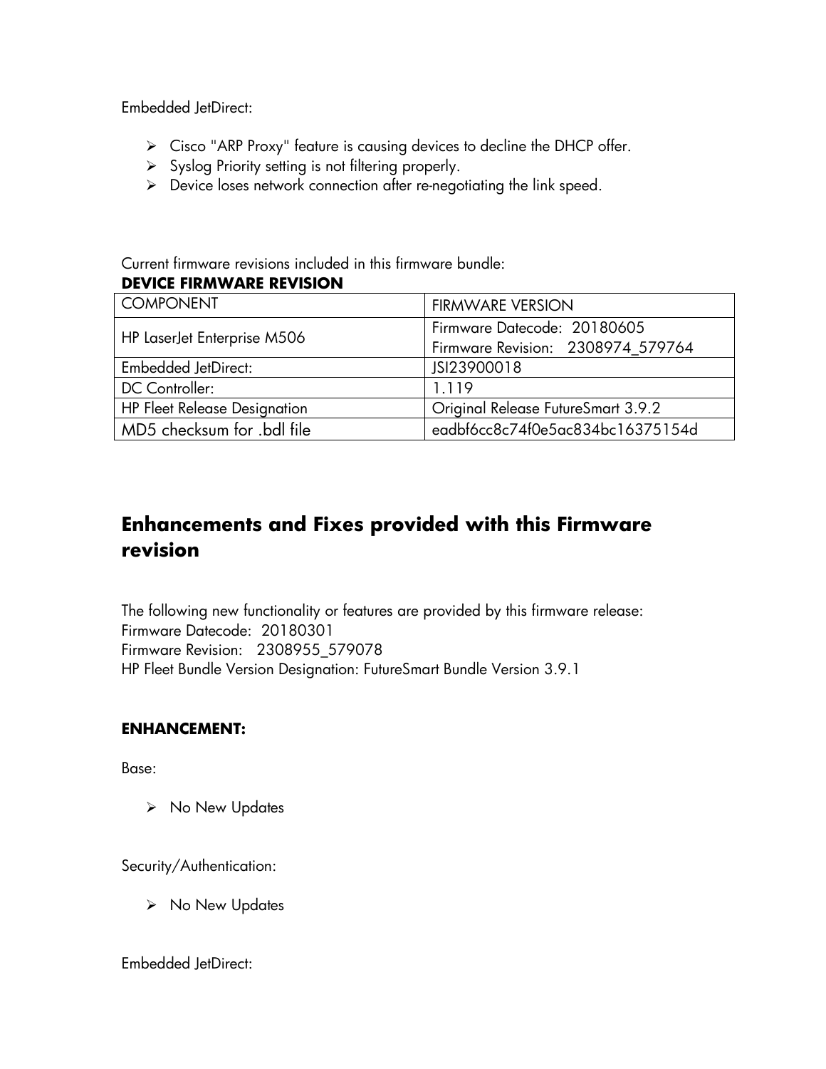Embedded JetDirect:

- Cisco "ARP Proxy" feature is causing devices to decline the DHCP offer.
- Syslog Priority setting is not filtering properly.
- Device loses network connection after re-negotiating the link speed.

Current firmware revisions included in this firmware bundle:

**DEVICE FIRMWARE REVISION**

| COMPONENT | FIRMWARE VERSION |
|---|---|
| HP LaserJet Enterprise M506 | Firmware Datecode: 20180605<br>Firmware Revision: 2308974_579764 |
| Embedded JetDirect: | JSI23900018 |
| DC Controller: | 1.119 |
| HP Fleet Release Designation | Original Release FutureSmart 3.9.2 |
| MD5 checksum for .bdl file | eadbf6cc8c74f0e5ac834bc16375154d |

## Enhancements and Fixes provided with this Firmware revision

The following new functionality or features are provided by this firmware release:
Firmware Datecode: 20180301
Firmware Revision: 2308955_579078
HP Fleet Bundle Version Designation: FutureSmart Bundle Version 3.9.1

**ENHANCEMENT:**

Base:

- No New Updates

Security/Authentication:

- No New Updates

Embedded JetDirect: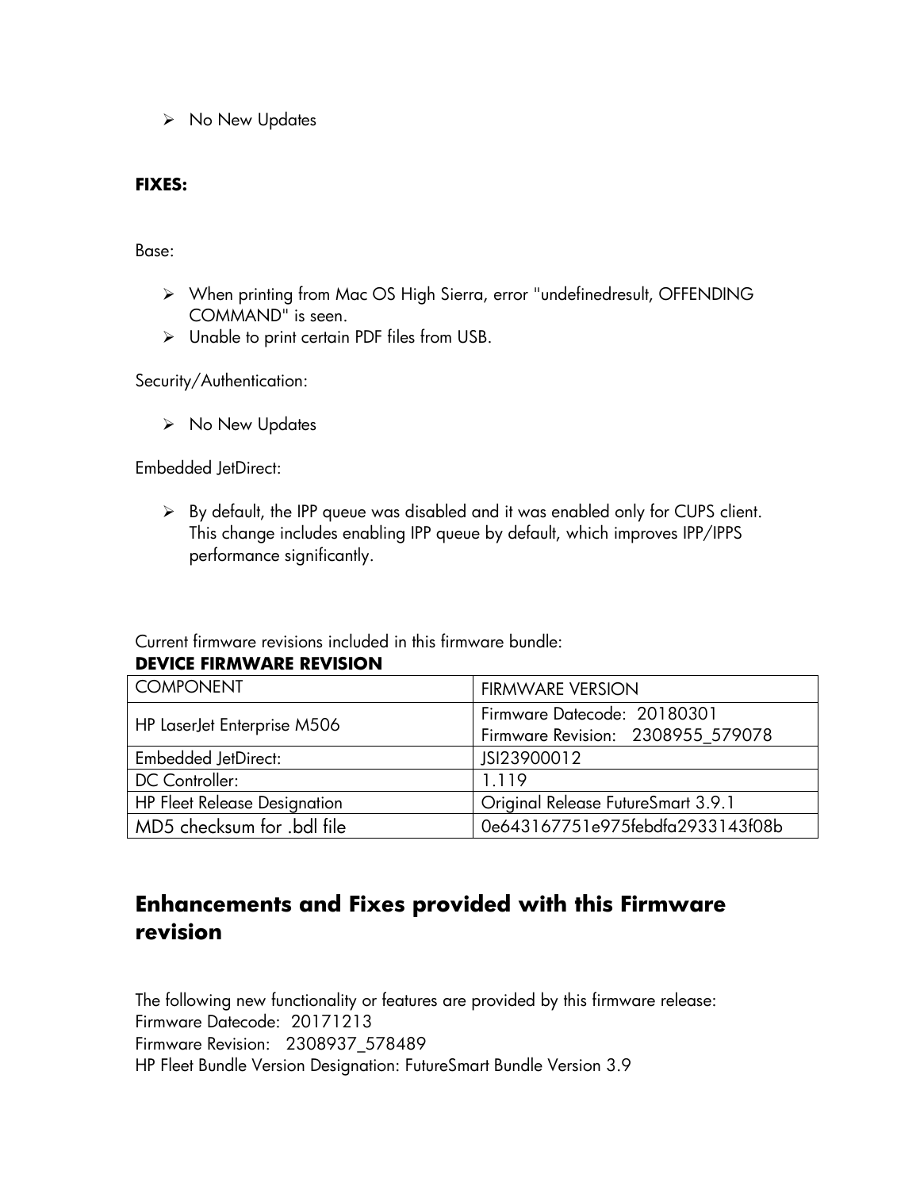- No New Updates

**FIXES:**

Base:

- When printing from Mac OS High Sierra, error "undefinedresult, OFFENDING COMMAND" is seen.
- Unable to print certain PDF files from USB.

Security/Authentication:

- No New Updates

Embedded JetDirect:

- By default, the IPP queue was disabled and it was enabled only for CUPS client. This change includes enabling IPP queue by default, which improves IPP/IPPS performance significantly.

Current firmware revisions included in this firmware bundle:

**DEVICE FIRMWARE REVISION**

| COMPONENT | FIRMWARE VERSION |
|---|---|
| HP LaserJet Enterprise M506 | Firmware Datecode: 20180301<br>Firmware Revision: 2308955_579078 |
| Embedded JetDirect: | JSI23900012 |
| DC Controller: | 1.119 |
| HP Fleet Release Designation | Original Release FutureSmart 3.9.1 |
| MD5 checksum for .bdl file | 0e643167751e975febdfa2933143f08b |

## Enhancements and Fixes provided with this Firmware revision

The following new functionality or features are provided by this firmware release:
Firmware Datecode: 20171213
Firmware Revision: 2308937_578489
HP Fleet Bundle Version Designation: FutureSmart Bundle Version 3.9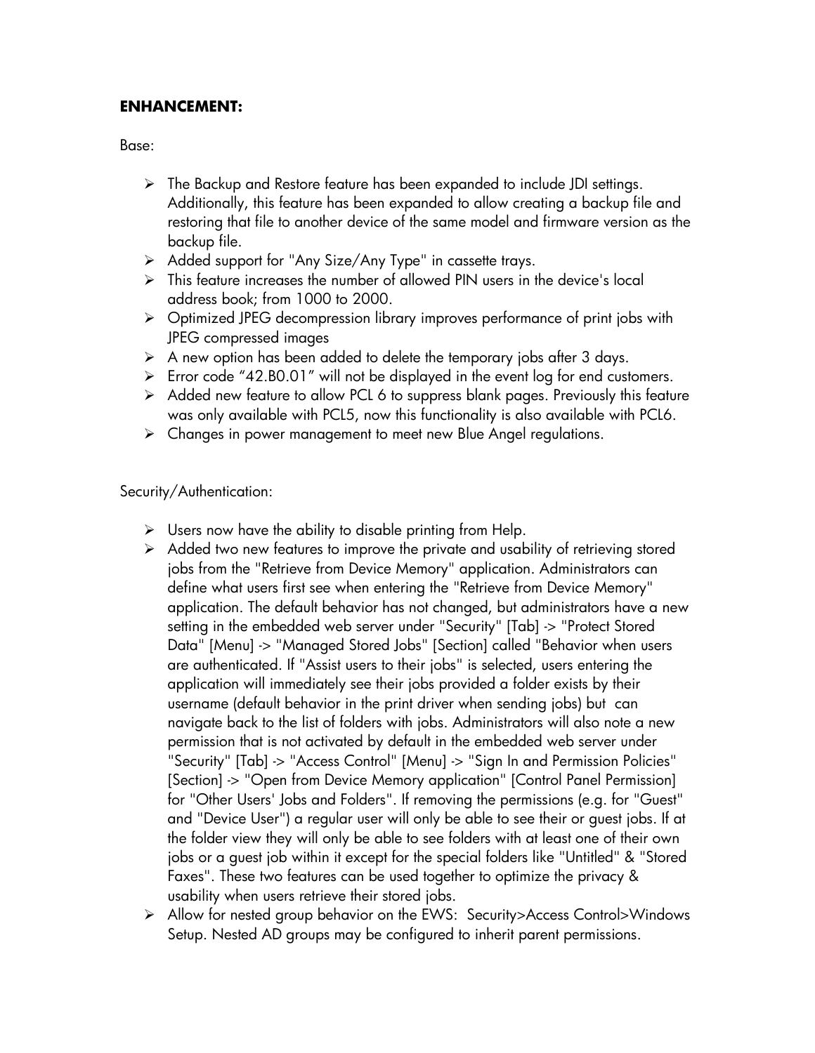**ENHANCEMENT:**

Base:

- The Backup and Restore feature has been expanded to include JDI settings. Additionally, this feature has been expanded to allow creating a backup file and restoring that file to another device of the same model and firmware version as the backup file.
- Added support for "Any Size/Any Type" in cassette trays.
- This feature increases the number of allowed PIN users in the device's local address book; from 1000 to 2000.
- Optimized JPEG decompression library improves performance of print jobs with JPEG compressed images
- A new option has been added to delete the temporary jobs after 3 days.
- Error code "42.B0.01" will not be displayed in the event log for end customers.
- Added new feature to allow PCL 6 to suppress blank pages. Previously this feature was only available with PCL5, now this functionality is also available with PCL6.
- Changes in power management to meet new Blue Angel regulations.

Security/Authentication:

- Users now have the ability to disable printing from Help.
- Added two new features to improve the private and usability of retrieving stored jobs from the "Retrieve from Device Memory" application. Administrators can define what users first see when entering the "Retrieve from Device Memory" application. The default behavior has not changed, but administrators have a new setting in the embedded web server under "Security" [Tab] -> "Protect Stored Data" [Menu] -> "Managed Stored Jobs" [Section] called "Behavior when users are authenticated. If "Assist users to their jobs" is selected, users entering the application will immediately see their jobs provided a folder exists by their username (default behavior in the print driver when sending jobs) but can navigate back to the list of folders with jobs. Administrators will also note a new permission that is not activated by default in the embedded web server under "Security" [Tab] -> "Access Control" [Menu] -> "Sign In and Permission Policies" [Section] -> "Open from Device Memory application" [Control Panel Permission] for "Other Users' Jobs and Folders". If removing the permissions (e.g. for "Guest" and "Device User") a regular user will only be able to see their or guest jobs. If at the folder view they will only be able to see folders with at least one of their own jobs or a guest job within it except for the special folders like "Untitled" & "Stored Faxes". These two features can be used together to optimize the privacy & usability when users retrieve their stored jobs.
- Allow for nested group behavior on the EWS: Security>Access Control>Windows Setup. Nested AD groups may be configured to inherit parent permissions.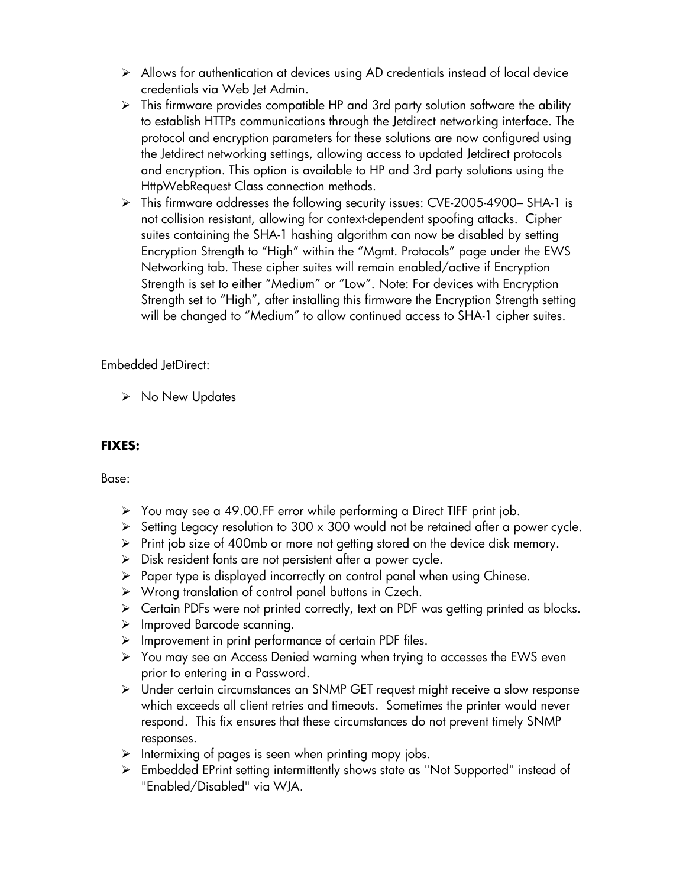- Allows for authentication at devices using AD credentials instead of local device credentials via Web Jet Admin.
- This firmware provides compatible HP and 3rd party solution software the ability to establish HTTPs communications through the Jetdirect networking interface. The protocol and encryption parameters for these solutions are now configured using the Jetdirect networking settings, allowing access to updated Jetdirect protocols and encryption. This option is available to HP and 3rd party solutions using the HttpWebRequest Class connection methods.
- This firmware addresses the following security issues: CVE-2005-4900– SHA-1 is not collision resistant, allowing for context-dependent spoofing attacks. Cipher suites containing the SHA-1 hashing algorithm can now be disabled by setting Encryption Strength to "High" within the "Mgmt. Protocols" page under the EWS Networking tab. These cipher suites will remain enabled/active if Encryption Strength is set to either "Medium" or "Low". Note: For devices with Encryption Strength set to "High", after installing this firmware the Encryption Strength setting will be changed to "Medium" to allow continued access to SHA-1 cipher suites.

Embedded JetDirect:

- No New Updates

**FIXES:**

Base:

- You may see a 49.00.FF error while performing a Direct TIFF print job.
- Setting Legacy resolution to 300 x 300 would not be retained after a power cycle.
- Print job size of 400mb or more not getting stored on the device disk memory.
- Disk resident fonts are not persistent after a power cycle.
- Paper type is displayed incorrectly on control panel when using Chinese.
- Wrong translation of control panel buttons in Czech.
- Certain PDFs were not printed correctly, text on PDF was getting printed as blocks.
- Improved Barcode scanning.
- Improvement in print performance of certain PDF files.
- You may see an Access Denied warning when trying to accesses the EWS even prior to entering in a Password.
- Under certain circumstances an SNMP GET request might receive a slow response which exceeds all client retries and timeouts. Sometimes the printer would never respond. This fix ensures that these circumstances do not prevent timely SNMP responses.
- Intermixing of pages is seen when printing mopy jobs.
- Embedded EPrint setting intermittently shows state as "Not Supported" instead of "Enabled/Disabled" via WJA.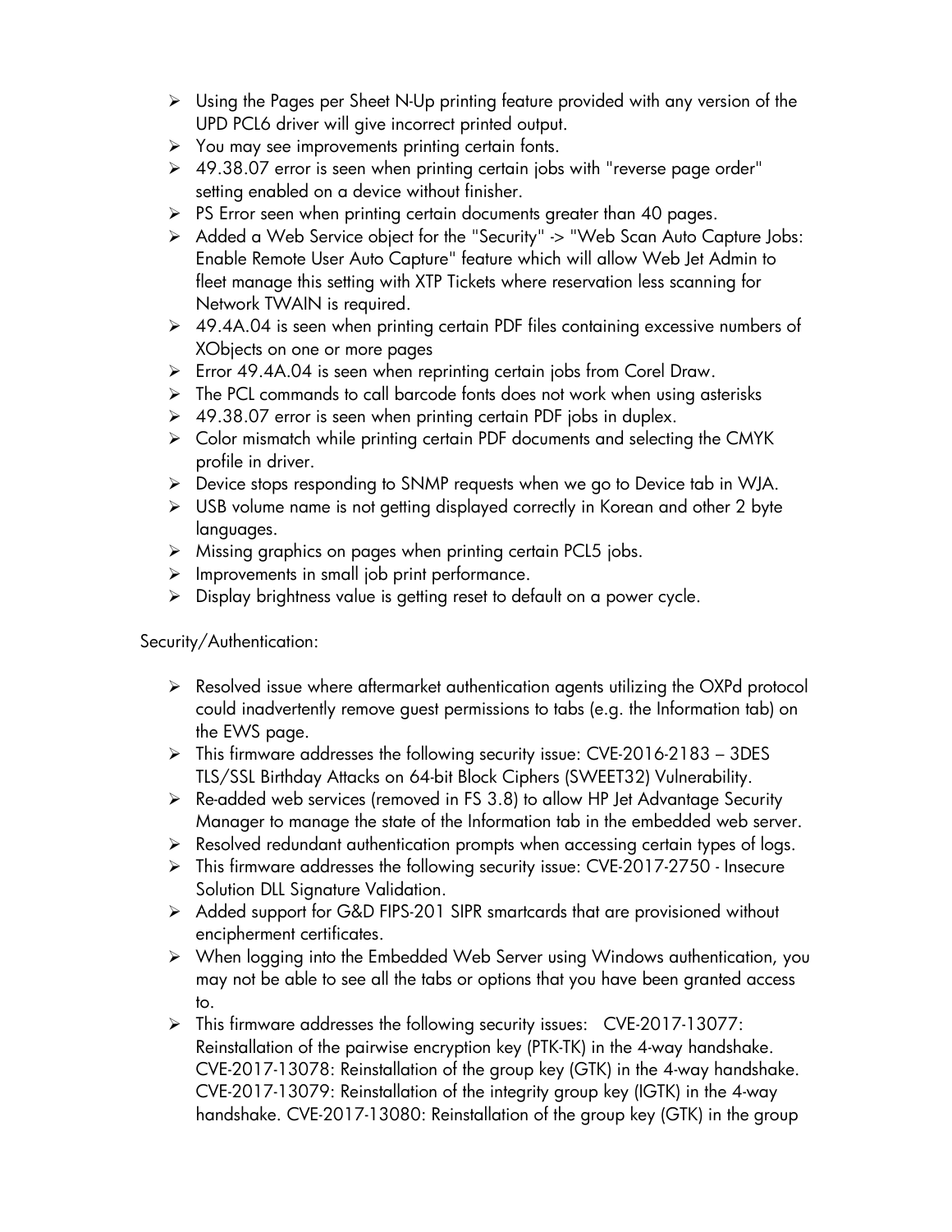- Using the Pages per Sheet N-Up printing feature provided with any version of the UPD PCL6 driver will give incorrect printed output.
- You may see improvements printing certain fonts.
- 49.38.07 error is seen when printing certain jobs with "reverse page order" setting enabled on a device without finisher.
- PS Error seen when printing certain documents greater than 40 pages.
- Added a Web Service object for the "Security" -> "Web Scan Auto Capture Jobs: Enable Remote User Auto Capture" feature which will allow Web Jet Admin to fleet manage this setting with XTP Tickets where reservation less scanning for Network TWAIN is required.
- 49.4A.04 is seen when printing certain PDF files containing excessive numbers of XObjects on one or more pages
- Error 49.4A.04 is seen when reprinting certain jobs from Corel Draw.
- The PCL commands to call barcode fonts does not work when using asterisks
- 49.38.07 error is seen when printing certain PDF jobs in duplex.
- Color mismatch while printing certain PDF documents and selecting the CMYK profile in driver.
- Device stops responding to SNMP requests when we go to Device tab in WJA.
- USB volume name is not getting displayed correctly in Korean and other 2 byte languages.
- Missing graphics on pages when printing certain PCL5 jobs.
- Improvements in small job print performance.
- Display brightness value is getting reset to default on a power cycle.

Security/Authentication:

- Resolved issue where aftermarket authentication agents utilizing the OXPd protocol could inadvertently remove guest permissions to tabs (e.g. the Information tab) on the EWS page.
- This firmware addresses the following security issue: CVE-2016-2183 – 3DES TLS/SSL Birthday Attacks on 64-bit Block Ciphers (SWEET32) Vulnerability.
- Re-added web services (removed in FS 3.8) to allow HP Jet Advantage Security Manager to manage the state of the Information tab in the embedded web server.
- Resolved redundant authentication prompts when accessing certain types of logs.
- This firmware addresses the following security issue: CVE-2017-2750 - Insecure Solution DLL Signature Validation.
- Added support for G&D FIPS-201 SIPR smartcards that are provisioned without encipherment certificates.
- When logging into the Embedded Web Server using Windows authentication, you may not be able to see all the tabs or options that you have been granted access to.
- This firmware addresses the following security issues: CVE-2017-13077: Reinstallation of the pairwise encryption key (PTK-TK) in the 4-way handshake. CVE-2017-13078: Reinstallation of the group key (GTK) in the 4-way handshake. CVE-2017-13079: Reinstallation of the integrity group key (IGTK) in the 4-way handshake. CVE-2017-13080: Reinstallation of the group key (GTK) in the group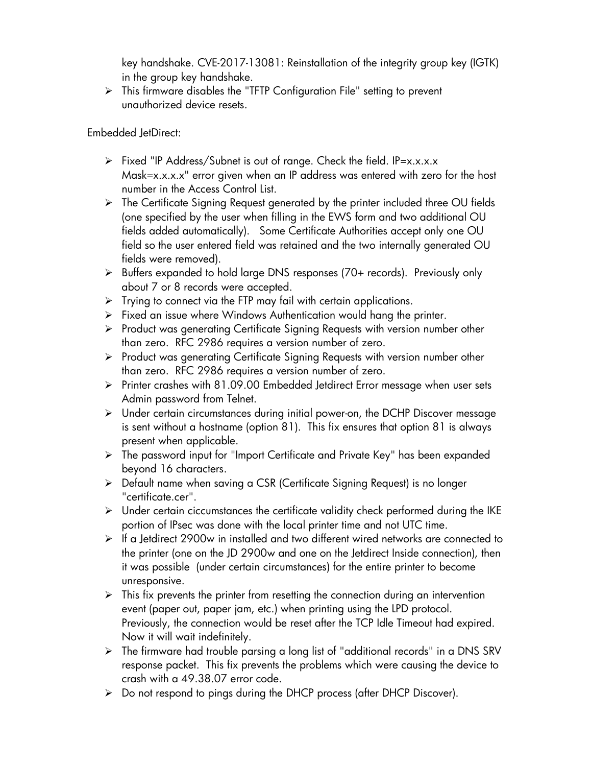key handshake. CVE-2017-13081: Reinstallation of the integrity group key (IGTK) in the group key handshake.

- This firmware disables the "TFTP Configuration File" setting to prevent unauthorized device resets.

Embedded JetDirect:

- Fixed "IP Address/Subnet is out of range. Check the field. IP=x.x.x.x Mask=x.x.x.x" error given when an IP address was entered with zero for the host number in the Access Control List.
- The Certificate Signing Request generated by the printer included three OU fields (one specified by the user when filling in the EWS form and two additional OU fields added automatically). Some Certificate Authorities accept only one OU field so the user entered field was retained and the two internally generated OU fields were removed).
- Buffers expanded to hold large DNS responses (70+ records). Previously only about 7 or 8 records were accepted.
- Trying to connect via the FTP may fail with certain applications.
- Fixed an issue where Windows Authentication would hang the printer.
- Product was generating Certificate Signing Requests with version number other than zero. RFC 2986 requires a version number of zero.
- Product was generating Certificate Signing Requests with version number other than zero. RFC 2986 requires a version number of zero.
- Printer crashes with 81.09.00 Embedded Jetdirect Error message when user sets Admin password from Telnet.
- Under certain circumstances during initial power-on, the DCHP Discover message is sent without a hostname (option 81). This fix ensures that option 81 is always present when applicable.
- The password input for "Import Certificate and Private Key" has been expanded beyond 16 characters.
- Default name when saving a CSR (Certificate Signing Request) is no longer "certificate.cer".
- Under certain ciccumstances the certificate validity check performed during the IKE portion of IPsec was done with the local printer time and not UTC time.
- If a Jetdirect 2900w in installed and two different wired networks are connected to the printer (one on the JD 2900w and one on the Jetdirect Inside connection), then it was possible (under certain circumstances) for the entire printer to become unresponsive.
- This fix prevents the printer from resetting the connection during an intervention event (paper out, paper jam, etc.) when printing using the LPD protocol. Previously, the connection would be reset after the TCP Idle Timeout had expired. Now it will wait indefinitely.
- The firmware had trouble parsing a long list of "additional records" in a DNS SRV response packet. This fix prevents the problems which were causing the device to crash with a 49.38.07 error code.
- Do not respond to pings during the DHCP process (after DHCP Discover).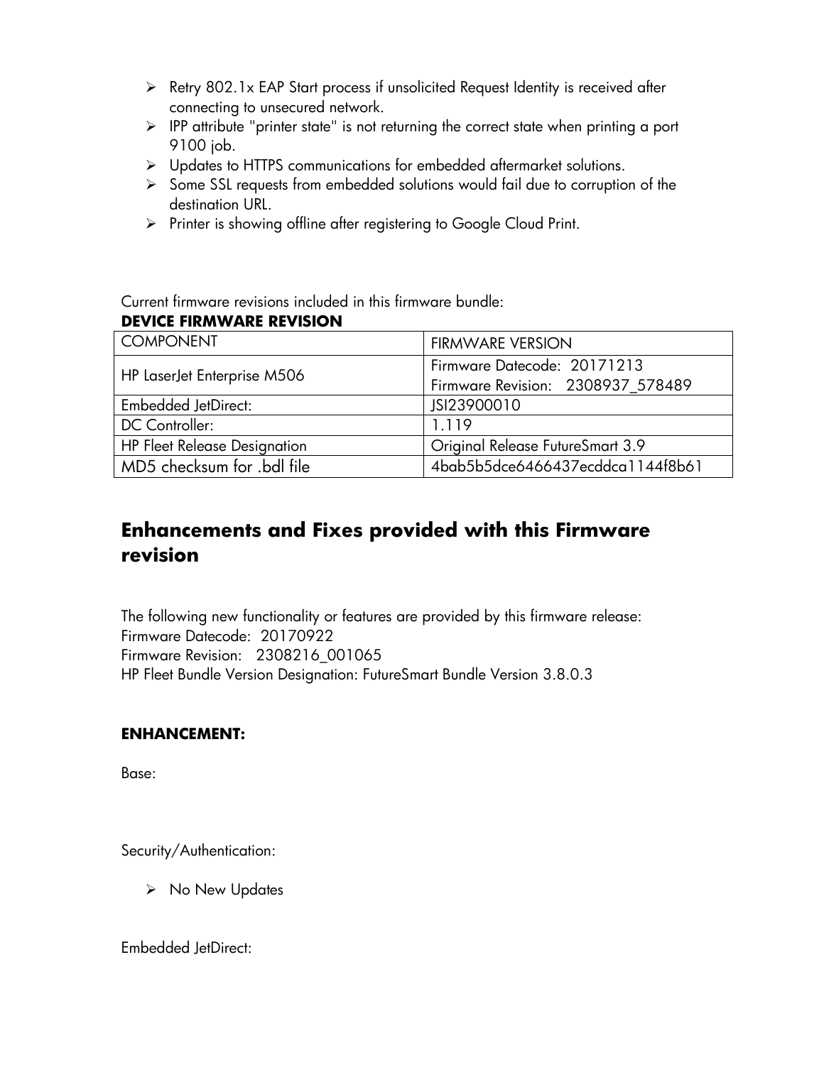- Retry 802.1x EAP Start process if unsolicited Request Identity is received after connecting to unsecured network.
- IPP attribute "printer state" is not returning the correct state when printing a port 9100 job.
- Updates to HTTPS communications for embedded aftermarket solutions.
- Some SSL requests from embedded solutions would fail due to corruption of the destination URL.
- Printer is showing offline after registering to Google Cloud Print.

Current firmware revisions included in this firmware bundle:

**DEVICE FIRMWARE REVISION**

| COMPONENT | FIRMWARE VERSION |
|---|---|
| HP LaserJet Enterprise M506 | Firmware Datecode: 20171213<br>Firmware Revision: 2308937_578489 |
| Embedded JetDirect: | JSI23900010 |
| DC Controller: | 1.119 |
| HP Fleet Release Designation | Original Release FutureSmart 3.9 |
| MD5 checksum for .bdl file | 4bab5b5dce6466437ecddca1144f8b61 |

## Enhancements and Fixes provided with this Firmware revision

The following new functionality or features are provided by this firmware release:
Firmware Datecode: 20170922
Firmware Revision: 2308216_001065
HP Fleet Bundle Version Designation: FutureSmart Bundle Version 3.8.0.3

**ENHANCEMENT:**

Base:

Security/Authentication:

- No New Updates

Embedded JetDirect: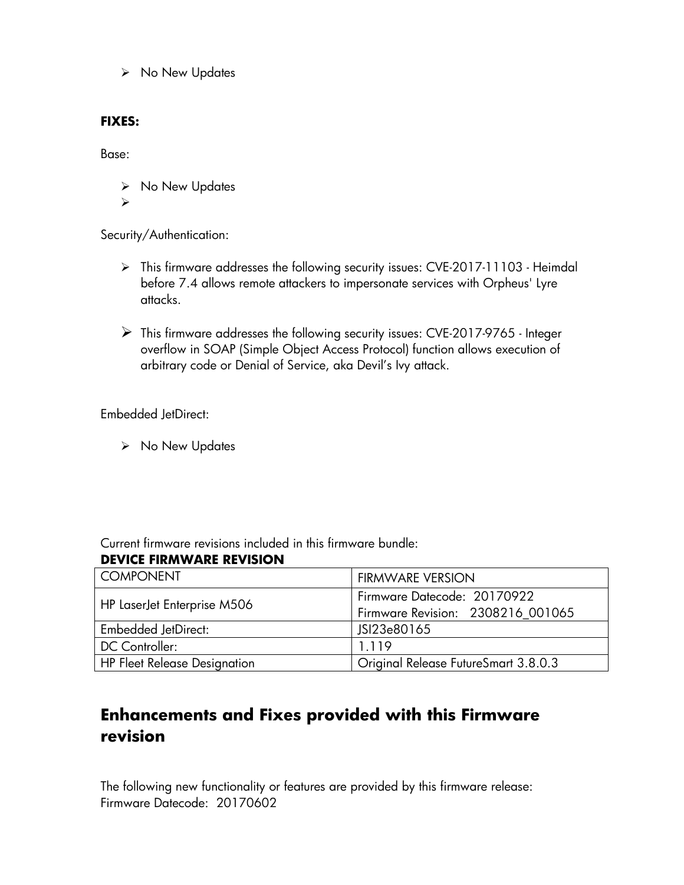- No New Updates

**FIXES:**

Base:

- No New Updates
-

Security/Authentication:

- This firmware addresses the following security issues: CVE-2017-11103 - Heimdal before 7.4 allows remote attackers to impersonate services with Orpheus' Lyre attacks.

- This firmware addresses the following security issues: CVE-2017-9765 - Integer overflow in SOAP (Simple Object Access Protocol) function allows execution of arbitrary code or Denial of Service, aka Devil's Ivy attack.

Embedded JetDirect:

- No New Updates

Current firmware revisions included in this firmware bundle:

**DEVICE FIRMWARE REVISION**

| COMPONENT | FIRMWARE VERSION |
|---|---|
| HP LaserJet Enterprise M506 | Firmware Datecode: 20170922<br>Firmware Revision: 2308216_001065 |
| Embedded JetDirect: | JSI23e80165 |
| DC Controller: | 1.119 |
| HP Fleet Release Designation | Original Release FutureSmart 3.8.0.3 |

## Enhancements and Fixes provided with this Firmware revision

The following new functionality or features are provided by this firmware release:
Firmware Datecode: 20170602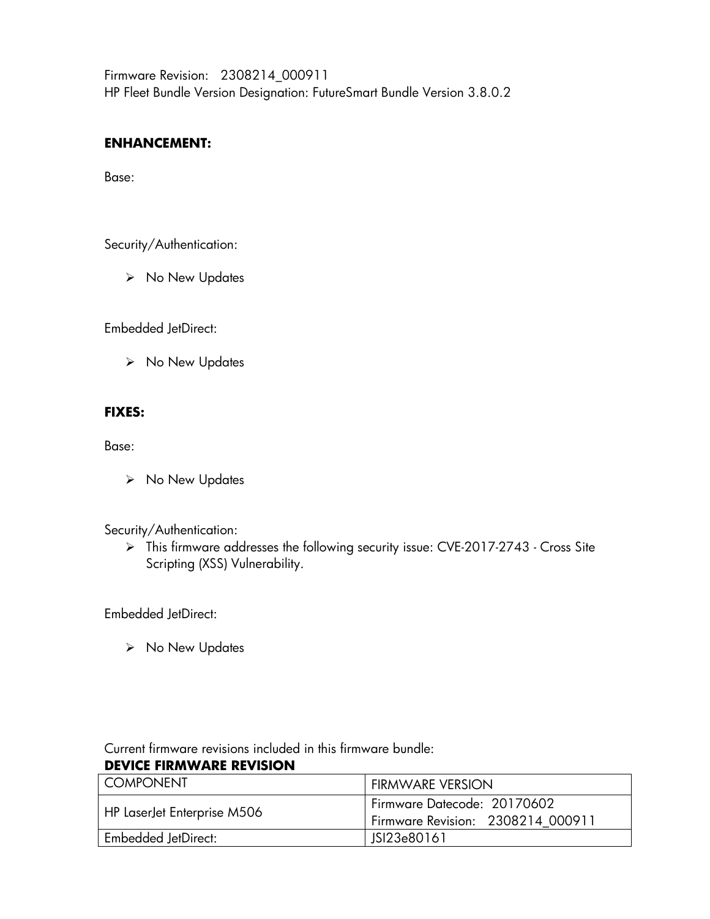Firmware Revision: 2308214_000911
HP Fleet Bundle Version Designation: FutureSmart Bundle Version 3.8.0.2

**ENHANCEMENT:**

Base:

Security/Authentication:

- No New Updates

Embedded JetDirect:

- No New Updates

**FIXES:**

Base:

- No New Updates

Security/Authentication:

- This firmware addresses the following security issue: CVE-2017-2743 - Cross Site Scripting (XSS) Vulnerability.

Embedded JetDirect:

- No New Updates

Current firmware revisions included in this firmware bundle:

**DEVICE FIRMWARE REVISION**

| COMPONENT | FIRMWARE VERSION |
| --- | --- |
| HP LaserJet Enterprise M506 | Firmware Datecode: 20170602<br>Firmware Revision: 2308214_000911 |
| Embedded JetDirect: | JSI23e80161 |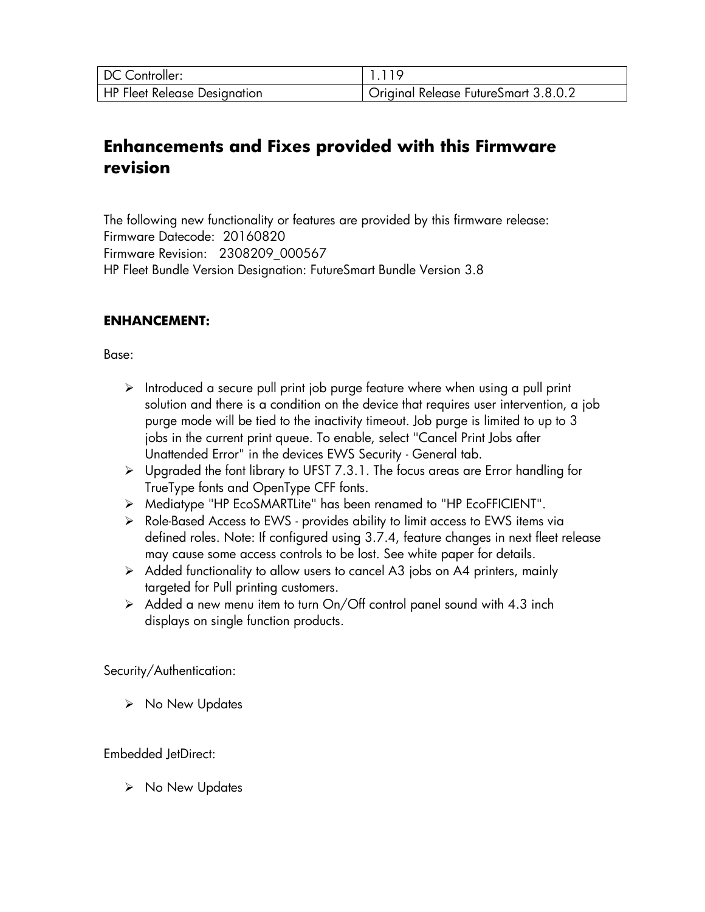| DC Controller: | 1.119 |
| --- | --- |
| HP Fleet Release Designation | Original Release FutureSmart 3.8.0.2 |

## Enhancements and Fixes provided with this Firmware revision

The following new functionality or features are provided by this firmware release:
Firmware Datecode: 20160820
Firmware Revision: 2308209_000567
HP Fleet Bundle Version Designation: FutureSmart Bundle Version 3.8

**ENHANCEMENT:**

Base:

- Introduced a secure pull print job purge feature where when using a pull print solution and there is a condition on the device that requires user intervention, a job purge mode will be tied to the inactivity timeout. Job purge is limited to up to 3 jobs in the current print queue. To enable, select "Cancel Print Jobs after Unattended Error" in the devices EWS Security - General tab.
- Upgraded the font library to UFST 7.3.1. The focus areas are Error handling for TrueType fonts and OpenType CFF fonts.
- Mediatype "HP EcoSMARTLite" has been renamed to "HP EcoFFICIENT".
- Role-Based Access to EWS - provides ability to limit access to EWS items via defined roles. Note: If configured using 3.7.4, feature changes in next fleet release may cause some access controls to be lost. See white paper for details.
- Added functionality to allow users to cancel A3 jobs on A4 printers, mainly targeted for Pull printing customers.
- Added a new menu item to turn On/Off control panel sound with 4.3 inch displays on single function products.

Security/Authentication:

- No New Updates

Embedded JetDirect:

- No New Updates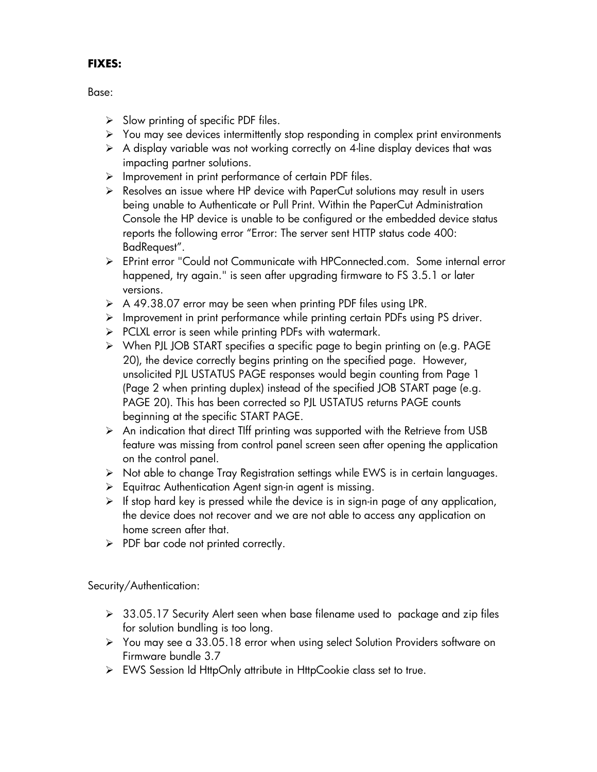**FIXES:**

Base:

- Slow printing of specific PDF files.
- You may see devices intermittently stop responding in complex print environments
- A display variable was not working correctly on 4-line display devices that was impacting partner solutions.
- Improvement in print performance of certain PDF files.
- Resolves an issue where HP device with PaperCut solutions may result in users being unable to Authenticate or Pull Print. Within the PaperCut Administration Console the HP device is unable to be configured or the embedded device status reports the following error "Error: The server sent HTTP status code 400: BadRequest".
- EPrint error "Could not Communicate with HPConnected.com. Some internal error happened, try again." is seen after upgrading firmware to FS 3.5.1 or later versions.
- A 49.38.07 error may be seen when printing PDF files using LPR.
- Improvement in print performance while printing certain PDFs using PS driver.
- PCLXL error is seen while printing PDFs with watermark.
- When PJL JOB START specifies a specific page to begin printing on (e.g. PAGE 20), the device correctly begins printing on the specified page. However, unsolicited PJL USTATUS PAGE responses would begin counting from Page 1 (Page 2 when printing duplex) instead of the specified JOB START page (e.g. PAGE 20). This has been corrected so PJL USTATUS returns PAGE counts beginning at the specific START PAGE.
- An indication that direct TIff printing was supported with the Retrieve from USB feature was missing from control panel screen seen after opening the application on the control panel.
- Not able to change Tray Registration settings while EWS is in certain languages.
- Equitrac Authentication Agent sign-in agent is missing.
- If stop hard key is pressed while the device is in sign-in page of any application, the device does not recover and we are not able to access any application on home screen after that.
- PDF bar code not printed correctly.

Security/Authentication:

- 33.05.17 Security Alert seen when base filename used to package and zip files for solution bundling is too long.
- You may see a 33.05.18 error when using select Solution Providers software on Firmware bundle 3.7
- EWS Session Id HttpOnly attribute in HttpCookie class set to true.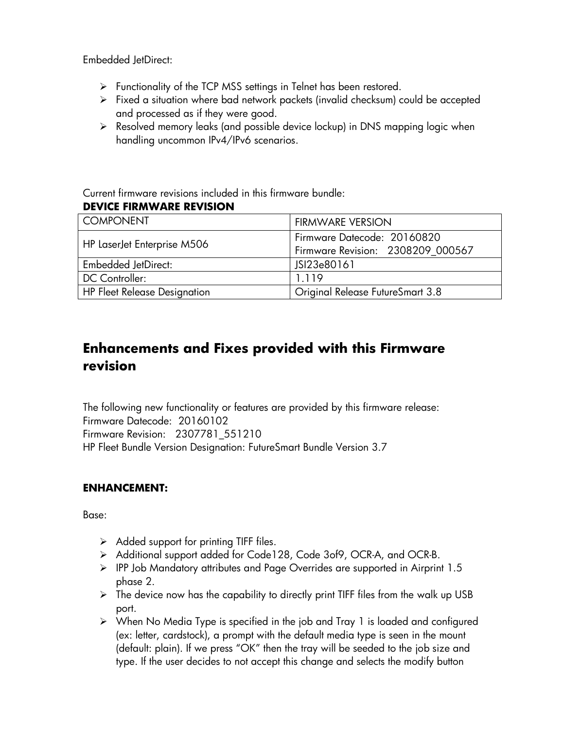Embedded JetDirect:

- Functionality of the TCP MSS settings in Telnet has been restored.
- Fixed a situation where bad network packets (invalid checksum) could be accepted and processed as if they were good.
- Resolved memory leaks (and possible device lockup) in DNS mapping logic when handling uncommon IPv4/IPv6 scenarios.

Current firmware revisions included in this firmware bundle:

**DEVICE FIRMWARE REVISION**

| COMPONENT | FIRMWARE VERSION |
|---|---|
| HP LaserJet Enterprise M506 | Firmware Datecode: 20160820<br>Firmware Revision: 2308209_000567 |
| Embedded JetDirect: | JSI23e80161 |
| DC Controller: | 1.119 |
| HP Fleet Release Designation | Original Release FutureSmart 3.8 |

## Enhancements and Fixes provided with this Firmware revision

The following new functionality or features are provided by this firmware release:
Firmware Datecode: 20160102
Firmware Revision: 2307781_551210
HP Fleet Bundle Version Designation: FutureSmart Bundle Version 3.7

**ENHANCEMENT:**

Base:

- Added support for printing TIFF files.
- Additional support added for Code128, Code 3of9, OCR-A, and OCR-B.
- IPP Job Mandatory attributes and Page Overrides are supported in Airprint 1.5 phase 2.
- The device now has the capability to directly print TIFF files from the walk up USB port.
- When No Media Type is specified in the job and Tray 1 is loaded and configured (ex: letter, cardstock), a prompt with the default media type is seen in the mount (default: plain). If we press "OK" then the tray will be seeded to the job size and type. If the user decides to not accept this change and selects the modify button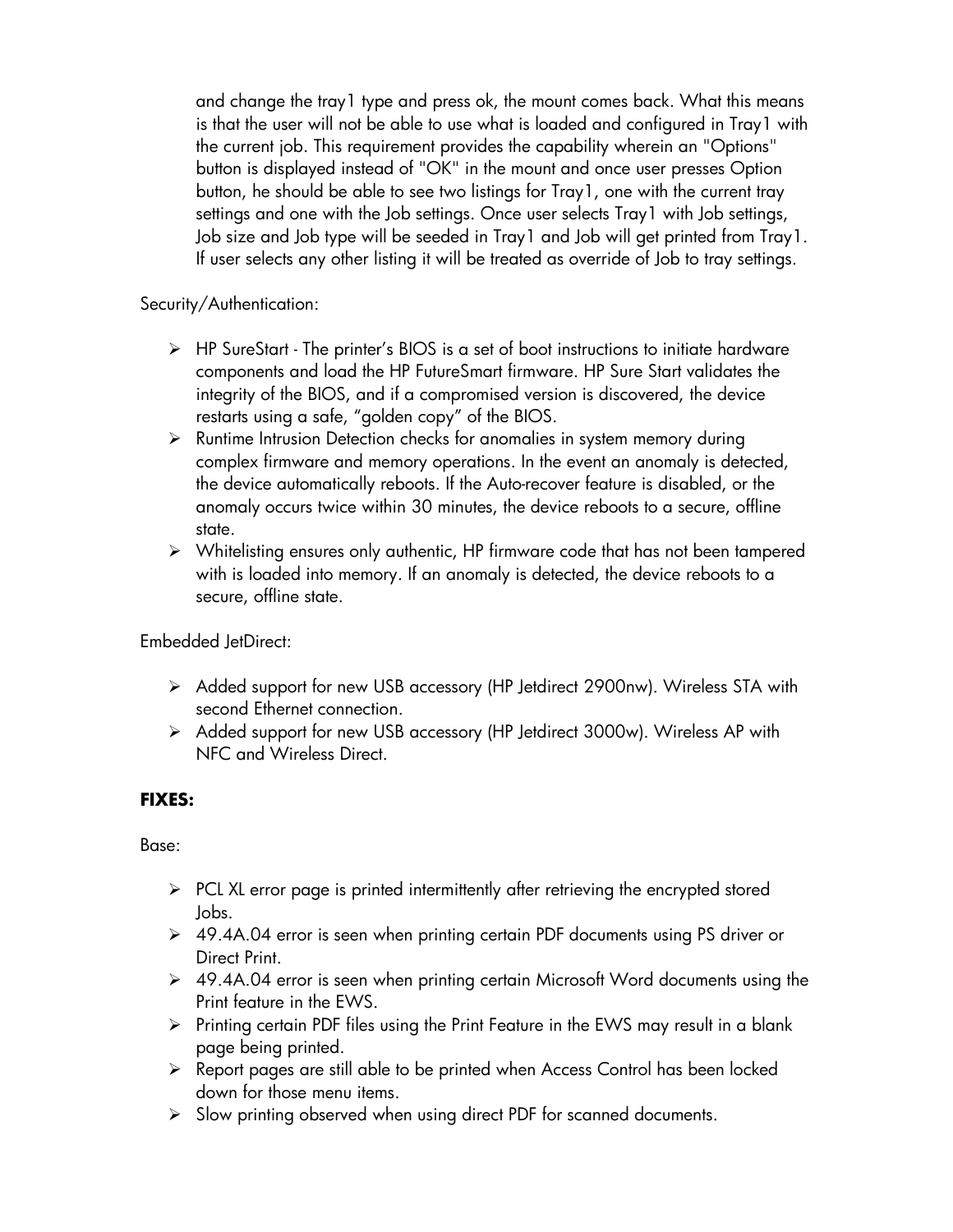and change the tray1 type and press ok, the mount comes back. What this means is that the user will not be able to use what is loaded and configured in Tray1 with the current job. This requirement provides the capability wherein an "Options" button is displayed instead of "OK" in the mount and once user presses Option button, he should be able to see two listings for Tray1, one with the current tray settings and one with the Job settings. Once user selects Tray1 with Job settings, Job size and Job type will be seeded in Tray1 and Job will get printed from Tray1. If user selects any other listing it will be treated as override of Job to tray settings.

Security/Authentication:

- HP SureStart - The printer's BIOS is a set of boot instructions to initiate hardware components and load the HP FutureSmart firmware. HP Sure Start validates the integrity of the BIOS, and if a compromised version is discovered, the device restarts using a safe, "golden copy" of the BIOS.
- Runtime Intrusion Detection checks for anomalies in system memory during complex firmware and memory operations. In the event an anomaly is detected, the device automatically reboots. If the Auto-recover feature is disabled, or the anomaly occurs twice within 30 minutes, the device reboots to a secure, offline state.
- Whitelisting ensures only authentic, HP firmware code that has not been tampered with is loaded into memory. If an anomaly is detected, the device reboots to a secure, offline state.

Embedded JetDirect:

- Added support for new USB accessory (HP Jetdirect 2900nw). Wireless STA with second Ethernet connection.
- Added support for new USB accessory (HP Jetdirect 3000w). Wireless AP with NFC and Wireless Direct.

**FIXES:**

Base:

- PCL XL error page is printed intermittently after retrieving the encrypted stored Jobs.
- 49.4A.04 error is seen when printing certain PDF documents using PS driver or Direct Print.
- 49.4A.04 error is seen when printing certain Microsoft Word documents using the Print feature in the EWS.
- Printing certain PDF files using the Print Feature in the EWS may result in a blank page being printed.
- Report pages are still able to be printed when Access Control has been locked down for those menu items.
- Slow printing observed when using direct PDF for scanned documents.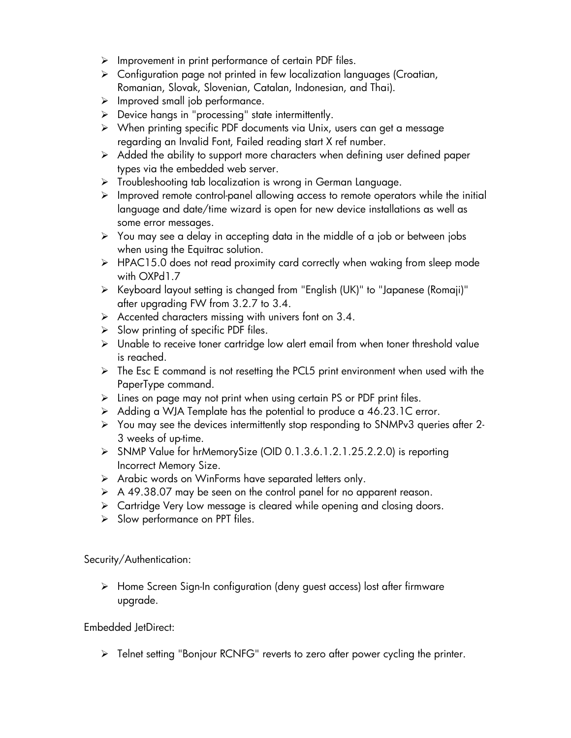- Improvement in print performance of certain PDF files.
- Configuration page not printed in few localization languages (Croatian, Romanian, Slovak, Slovenian, Catalan, Indonesian, and Thai).
- Improved small job performance.
- Device hangs in "processing" state intermittently.
- When printing specific PDF documents via Unix, users can get a message regarding an Invalid Font, Failed reading start X ref number.
- Added the ability to support more characters when defining user defined paper types via the embedded web server.
- Troubleshooting tab localization is wrong in German Language.
- Improved remote control-panel allowing access to remote operators while the initial language and date/time wizard is open for new device installations as well as some error messages.
- You may see a delay in accepting data in the middle of a job or between jobs when using the Equitrac solution.
- HPAC15.0 does not read proximity card correctly when waking from sleep mode with OXPd1.7
- Keyboard layout setting is changed from "English (UK)" to "Japanese (Romaji)" after upgrading FW from 3.2.7 to 3.4.
- Accented characters missing with univers font on 3.4.
- Slow printing of specific PDF files.
- Unable to receive toner cartridge low alert email from when toner threshold value is reached.
- The Esc E command is not resetting the PCL5 print environment when used with the PaperType command.
- Lines on page may not print when using certain PS or PDF print files.
- Adding a WJA Template has the potential to produce a 46.23.1C error.
- You may see the devices intermittently stop responding to SNMPv3 queries after 2-3 weeks of up-time.
- SNMP Value for hrMemorySize (OID 0.1.3.6.1.2.1.25.2.2.0) is reporting Incorrect Memory Size.
- Arabic words on WinForms have separated letters only.
- A 49.38.07 may be seen on the control panel for no apparent reason.
- Cartridge Very Low message is cleared while opening and closing doors.
- Slow performance on PPT files.

Security/Authentication:

- Home Screen Sign-In configuration (deny guest access) lost after firmware upgrade.

Embedded JetDirect:

- Telnet setting "Bonjour RCNFG" reverts to zero after power cycling the printer.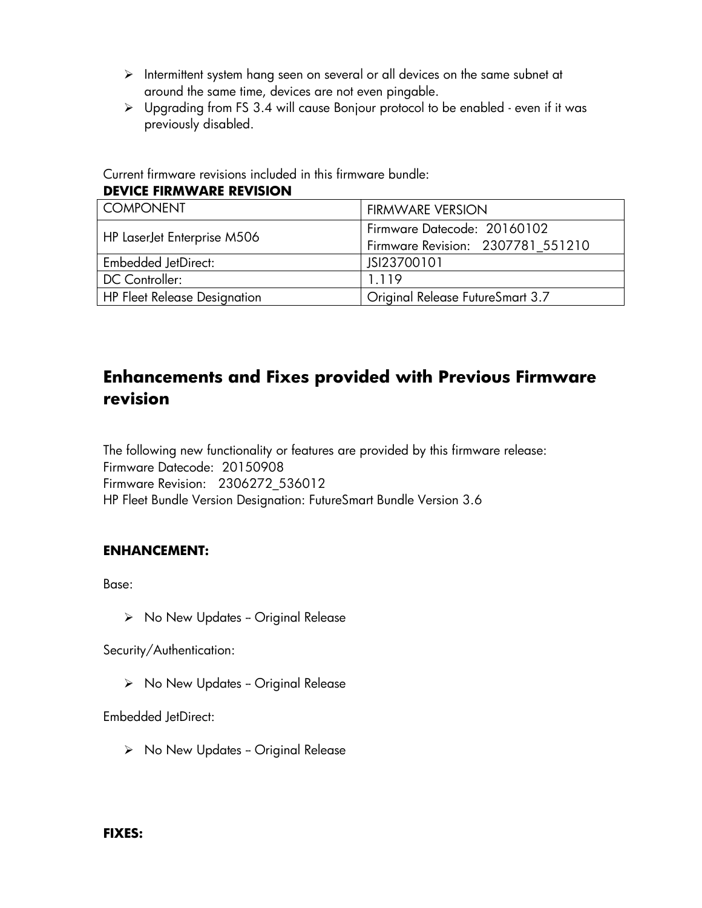- Intermittent system hang seen on several or all devices on the same subnet at around the same time, devices are not even pingable.
- Upgrading from FS 3.4 will cause Bonjour protocol to be enabled - even if it was previously disabled.

Current firmware revisions included in this firmware bundle:

**DEVICE FIRMWARE REVISION**

| COMPONENT | FIRMWARE VERSION |
|---|---|
| HP LaserJet Enterprise M506 | Firmware Datecode: 20160102<br>Firmware Revision: 2307781_551210 |
| Embedded JetDirect: | JSI23700101 |
| DC Controller: | 1.119 |
| HP Fleet Release Designation | Original Release FutureSmart 3.7 |

## Enhancements and Fixes provided with Previous Firmware revision

The following new functionality or features are provided by this firmware release:
Firmware Datecode: 20150908
Firmware Revision: 2306272_536012
HP Fleet Bundle Version Designation: FutureSmart Bundle Version 3.6

**ENHANCEMENT:**

Base:

- No New Updates – Original Release

Security/Authentication:

- No New Updates – Original Release

Embedded JetDirect:

- No New Updates – Original Release

**FIXES:**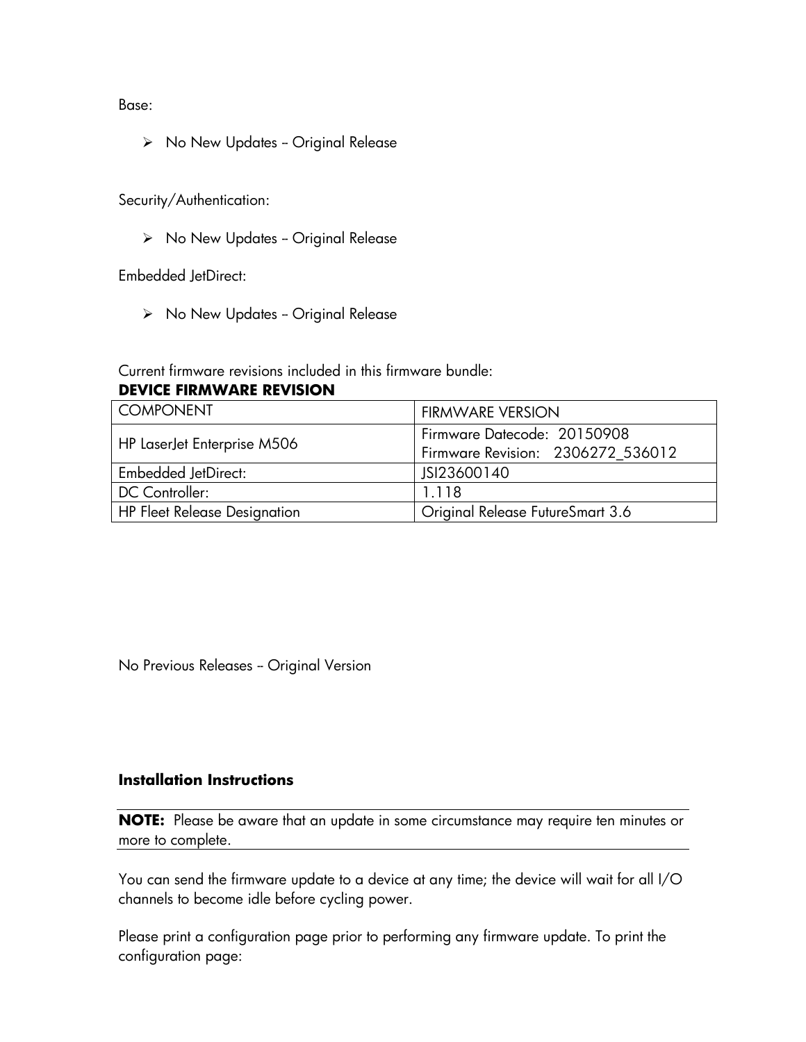Base:

- No New Updates -- Original Release

Security/Authentication:

- No New Updates -- Original Release

Embedded JetDirect:

- No New Updates -- Original Release

Current firmware revisions included in this firmware bundle:

**DEVICE FIRMWARE REVISION**

| COMPONENT | FIRMWARE VERSION |
|---|---|
| HP LaserJet Enterprise M506 | Firmware Datecode: 20150908<br>Firmware Revision: 2306272_536012 |
| Embedded JetDirect: | JSI23600140 |
| DC Controller: | 1.118 |
| HP Fleet Release Designation | Original Release FutureSmart 3.6 |

No Previous Releases -- Original Version

**Installation Instructions**

**NOTE:** Please be aware that an update in some circumstance may require ten minutes or more to complete.

You can send the firmware update to a device at any time; the device will wait for all I/O channels to become idle before cycling power.

Please print a configuration page prior to performing any firmware update. To print the configuration page: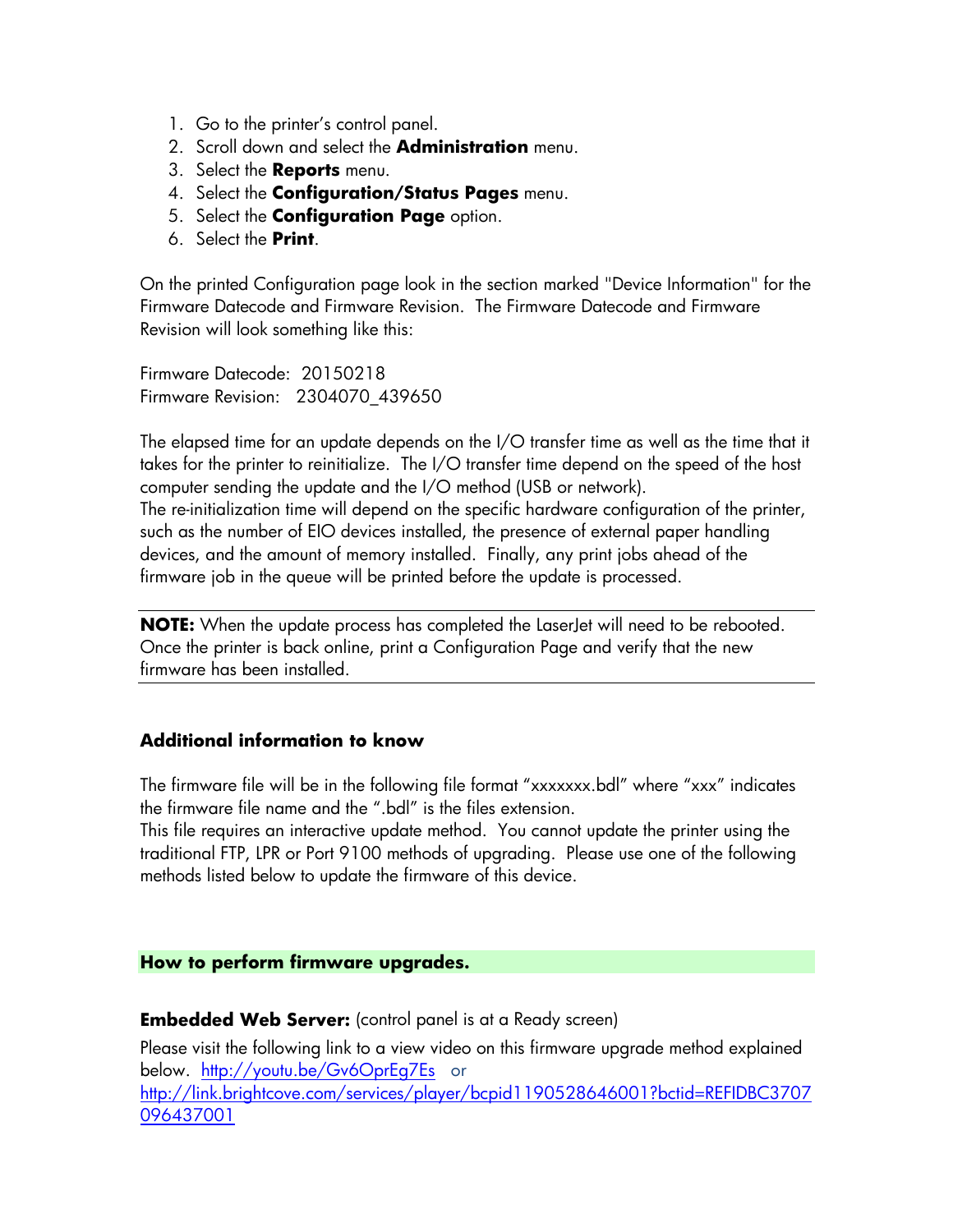1. Go to the printer's control panel.
2. Scroll down and select the **Administration** menu.
3. Select the **Reports** menu.
4. Select the **Configuration/Status Pages** menu.
5. Select the **Configuration Page** option.
6. Select the **Print**.

On the printed Configuration page look in the section marked "Device Information" for the Firmware Datecode and Firmware Revision. The Firmware Datecode and Firmware Revision will look something like this:

Firmware Datecode: 20150218
Firmware Revision: 2304070_439650

The elapsed time for an update depends on the I/O transfer time as well as the time that it takes for the printer to reinitialize. The I/O transfer time depend on the speed of the host computer sending the update and the I/O method (USB or network).
The re-initialization time will depend on the specific hardware configuration of the printer, such as the number of EIO devices installed, the presence of external paper handling devices, and the amount of memory installed. Finally, any print jobs ahead of the firmware job in the queue will be printed before the update is processed.

---

**NOTE:** When the update process has completed the LaserJet will need to be rebooted. Once the printer is back online, print a Configuration Page and verify that the new firmware has been installed.

---

### Additional information to know

The firmware file will be in the following file format "xxxxxxx.bdl" where "xxx" indicates the firmware file name and the ".bdl" is the files extension.
This file requires an interactive update method. You cannot update the printer using the traditional FTP, LPR or Port 9100 methods of upgrading. Please use one of the following methods listed below to update the firmware of this device.

### How to perform firmware upgrades.

**Embedded Web Server:** (control panel is at a Ready screen)

Please visit the following link to a view video on this firmware upgrade method explained below. http://youtu.be/Gv6OprEg7Es or http://link.brightcove.com/services/player/bcpid1190528646001?bctid=REFIDBC3707096437001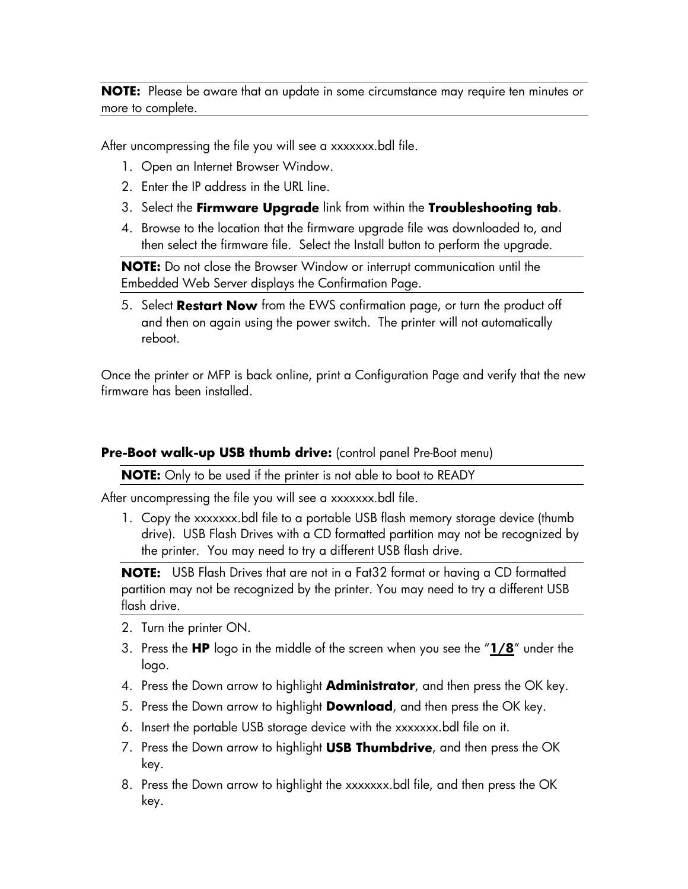**NOTE:** Please be aware that an update in some circumstance may require ten minutes or more to complete.

After uncompressing the file you will see a xxxxxxx.bdl file.

1. Open an Internet Browser Window.
2. Enter the IP address in the URL line.
3. Select the **Firmware Upgrade** link from within the **Troubleshooting tab**.
4. Browse to the location that the firmware upgrade file was downloaded to, and then select the firmware file. Select the Install button to perform the upgrade.

**NOTE:** Do not close the Browser Window or interrupt communication until the Embedded Web Server displays the Confirmation Page.

5. Select **Restart Now** from the EWS confirmation page, or turn the product off and then on again using the power switch. The printer will not automatically reboot.

Once the printer or MFP is back online, print a Configuration Page and verify that the new firmware has been installed.

**Pre-Boot walk-up USB thumb drive:** (control panel Pre-Boot menu)

**NOTE:** Only to be used if the printer is not able to boot to READY

After uncompressing the file you will see a xxxxxxx.bdl file.

1. Copy the xxxxxxx.bdl file to a portable USB flash memory storage device (thumb drive). USB Flash Drives with a CD formatted partition may not be recognized by the printer. You may need to try a different USB flash drive.

**NOTE:** USB Flash Drives that are not in a Fat32 format or having a CD formatted partition may not be recognized by the printer. You may need to try a different USB flash drive.

2. Turn the printer ON.
3. Press the **HP** logo in the middle of the screen when you see the "**1/8**" under the logo.
4. Press the Down arrow to highlight **Administrator**, and then press the OK key.
5. Press the Down arrow to highlight **Download**, and then press the OK key.
6. Insert the portable USB storage device with the xxxxxxx.bdl file on it.
7. Press the Down arrow to highlight **USB Thumbdrive**, and then press the OK key.
8. Press the Down arrow to highlight the xxxxxxx.bdl file, and then press the OK key.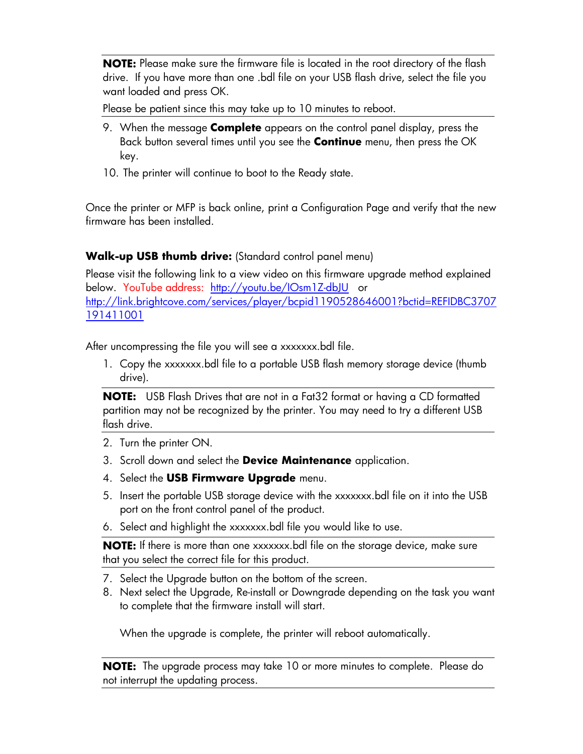**NOTE:** Please make sure the firmware file is located in the root directory of the flash drive. If you have more than one .bdl file on your USB flash drive, select the file you want loaded and press OK.

Please be patient since this may take up to 10 minutes to reboot.

9. When the message **Complete** appears on the control panel display, press the Back button several times until you see the **Continue** menu, then press the OK key.
10. The printer will continue to boot to the Ready state.

Once the printer or MFP is back online, print a Configuration Page and verify that the new firmware has been installed.

**Walk-up USB thumb drive:** (Standard control panel menu)

Please visit the following link to a view video on this firmware upgrade method explained below. YouTube address: http://youtu.be/IOsm1Z-dbJU or http://link.brightcove.com/services/player/bcpid1190528646001?bctid=REFIDBC3707191411001

After uncompressing the file you will see a xxxxxxx.bdl file.

1. Copy the xxxxxxx.bdl file to a portable USB flash memory storage device (thumb drive).

**NOTE:** USB Flash Drives that are not in a Fat32 format or having a CD formatted partition may not be recognized by the printer. You may need to try a different USB flash drive.

2. Turn the printer ON.
3. Scroll down and select the **Device Maintenance** application.
4. Select the **USB Firmware Upgrade** menu.
5. Insert the portable USB storage device with the xxxxxxx.bdl file on it into the USB port on the front control panel of the product.
6. Select and highlight the xxxxxxx.bdl file you would like to use.

**NOTE:** If there is more than one xxxxxxx.bdl file on the storage device, make sure that you select the correct file for this product.

7. Select the Upgrade button on the bottom of the screen.
8. Next select the Upgrade, Re-install or Downgrade depending on the task you want to complete that the firmware install will start.

   When the upgrade is complete, the printer will reboot automatically.

**NOTE:** The upgrade process may take 10 or more minutes to complete. Please do not interrupt the updating process.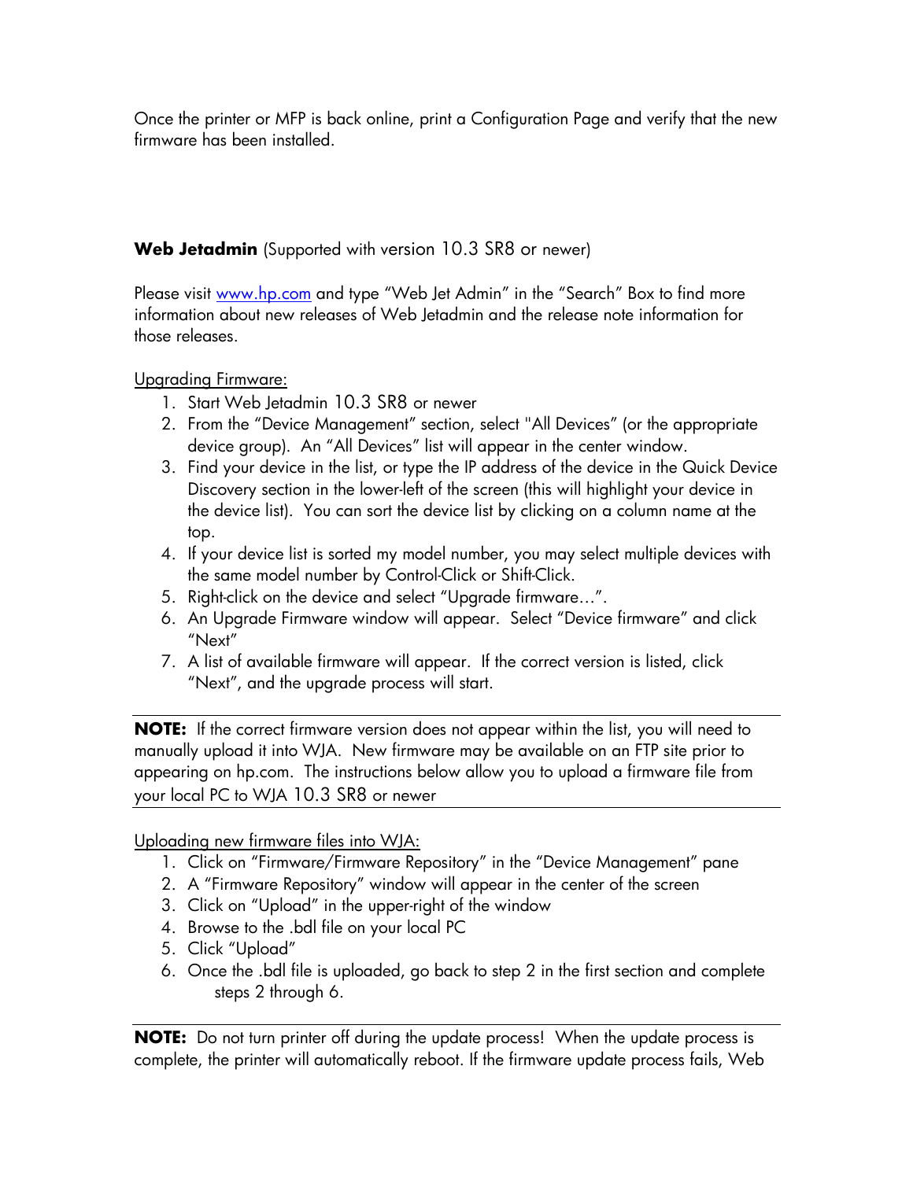Once the printer or MFP is back online, print a Configuration Page and verify that the new firmware has been installed.

**Web Jetadmin** (Supported with version 10.3 SR8 or newer)

Please visit www.hp.com and type "Web Jet Admin" in the "Search" Box to find more information about new releases of Web Jetadmin and the release note information for those releases.

Upgrading Firmware:

1. Start Web Jetadmin 10.3 SR8 or newer
2. From the "Device Management" section, select "All Devices" (or the appropriate device group). An "All Devices" list will appear in the center window.
3. Find your device in the list, or type the IP address of the device in the Quick Device Discovery section in the lower-left of the screen (this will highlight your device in the device list). You can sort the device list by clicking on a column name at the top.
4. If your device list is sorted my model number, you may select multiple devices with the same model number by Control-Click or Shift-Click.
5. Right-click on the device and select "Upgrade firmware…".
6. An Upgrade Firmware window will appear. Select "Device firmware" and click "Next"
7. A list of available firmware will appear. If the correct version is listed, click "Next", and the upgrade process will start.

---

**NOTE:** If the correct firmware version does not appear within the list, you will need to manually upload it into WJA. New firmware may be available on an FTP site prior to appearing on hp.com. The instructions below allow you to upload a firmware file from your local PC to WJA 10.3 SR8 or newer

---

Uploading new firmware files into WJA:

1. Click on "Firmware/Firmware Repository" in the "Device Management" pane
2. A "Firmware Repository" window will appear in the center of the screen
3. Click on "Upload" in the upper-right of the window
4. Browse to the .bdl file on your local PC
5. Click "Upload"
6. Once the .bdl file is uploaded, go back to step 2 in the first section and complete steps 2 through 6.

---

**NOTE:** Do not turn printer off during the update process! When the update process is complete, the printer will automatically reboot. If the firmware update process fails, Web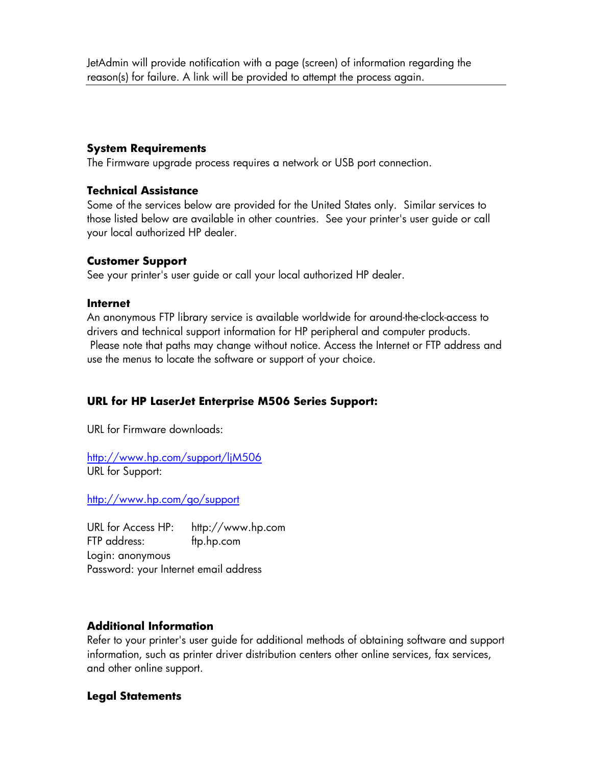JetAdmin will provide notification with a page (screen) of information regarding the reason(s) for failure. A link will be provided to attempt the process again.

---

**System Requirements**

The Firmware upgrade process requires a network or USB port connection.

**Technical Assistance**

Some of the services below are provided for the United States only. Similar services to those listed below are available in other countries. See your printer's user guide or call your local authorized HP dealer.

**Customer Support**

See your printer's user guide or call your local authorized HP dealer.

**Internet**

An anonymous FTP library service is available worldwide for around-the-clock-access to drivers and technical support information for HP peripheral and computer products. Please note that paths may change without notice. Access the Internet or FTP address and use the menus to locate the software or support of your choice.

**URL for HP LaserJet Enterprise M506 Series Support:**

URL for Firmware downloads:

[http://www.hp.com/support/ljM506](http://www.hp.com/support/ljM506)

URL for Support:

[http://www.hp.com/go/support](http://www.hp.com/go/support)

URL for Access HP: http://www.hp.com
FTP address: ftp.hp.com
Login: anonymous
Password: your Internet email address

**Additional Information**

Refer to your printer's user guide for additional methods of obtaining software and support information, such as printer driver distribution centers other online services, fax services, and other online support.

**Legal Statements**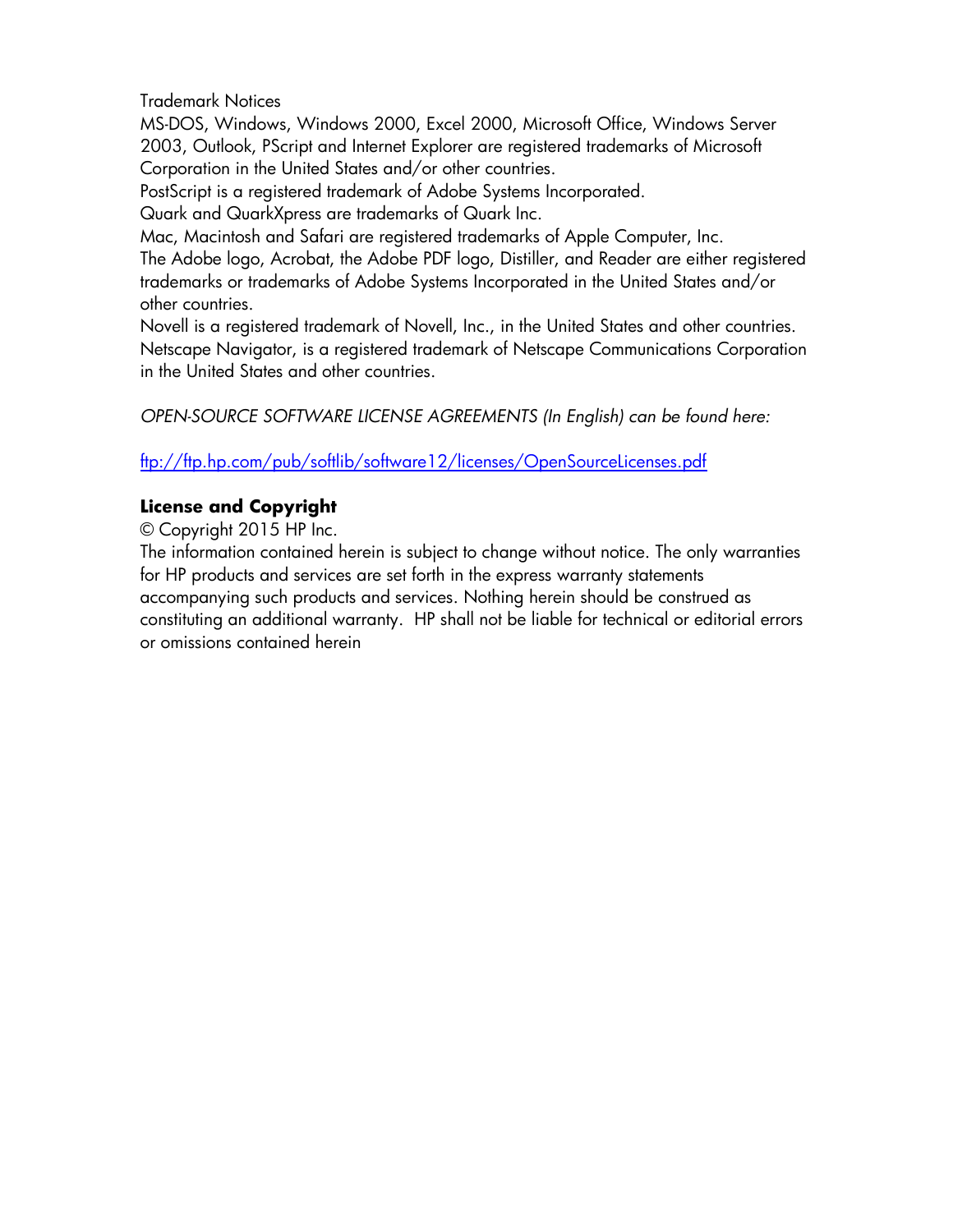Trademark Notices

MS-DOS, Windows, Windows 2000, Excel 2000, Microsoft Office, Windows Server 2003, Outlook, PScript and Internet Explorer are registered trademarks of Microsoft Corporation in the United States and/or other countries.

PostScript is a registered trademark of Adobe Systems Incorporated.

Quark and QuarkXpress are trademarks of Quark Inc.

Mac, Macintosh and Safari are registered trademarks of Apple Computer, Inc.

The Adobe logo, Acrobat, the Adobe PDF logo, Distiller, and Reader are either registered trademarks or trademarks of Adobe Systems Incorporated in the United States and/or other countries.

Novell is a registered trademark of Novell, Inc., in the United States and other countries.

Netscape Navigator, is a registered trademark of Netscape Communications Corporation in the United States and other countries.

*OPEN-SOURCE SOFTWARE LICENSE AGREEMENTS (In English) can be found here:*

[ftp://ftp.hp.com/pub/softlib/software12/licenses/OpenSourceLicenses.pdf](ftp://ftp.hp.com/pub/softlib/software12/licenses/OpenSourceLicenses.pdf)

**License and Copyright**

© Copyright 2015 HP Inc.

The information contained herein is subject to change without notice. The only warranties for HP products and services are set forth in the express warranty statements accompanying such products and services. Nothing herein should be construed as constituting an additional warranty. HP shall not be liable for technical or editorial errors or omissions contained herein